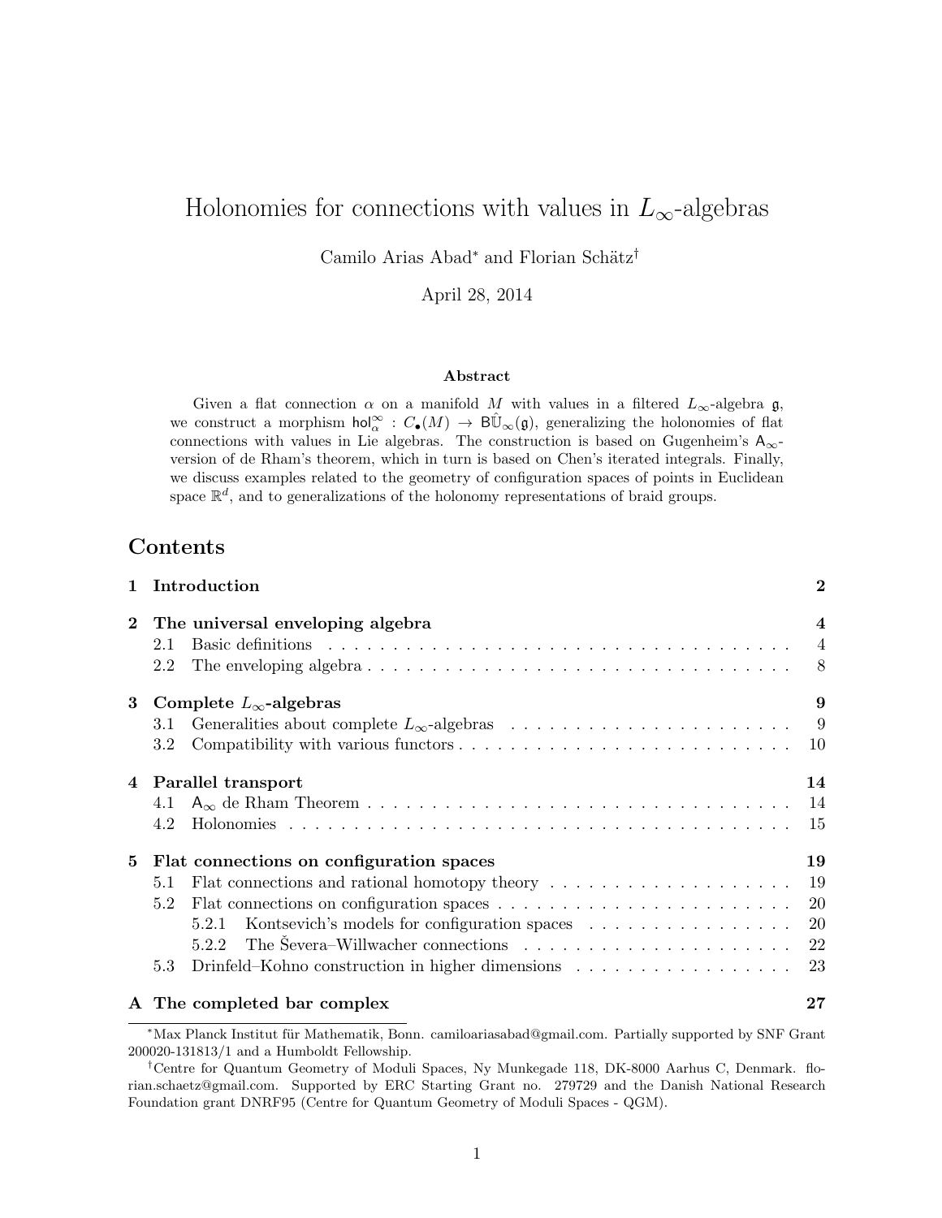# Holonomies for connections with values in $L_\infty$-algebras

Camilo Arias Abad[*] and Florian Schätz[†]

April 28, 2014

### Abstract

Given a flat connection $\alpha$ on a manifold $M$ with values in a filtered $L_\infty$-algebra $\mathfrak{g}$, we construct a morphism $\mathsf{hol}^\infty_\alpha : C_\bullet(M) \to \mathsf{B}\hat{\mathbb{U}}_\infty(\mathfrak{g})$, generalizing the holonomies of flat connections with values in Lie algebras. The construction is based on Gugenheim's $\mathsf{A}_\infty$-version of de Rham's theorem, which in turn is based on Chen's iterated integrals. Finally, we discuss examples related to the geometry of configuration spaces of points in Euclidean space $\mathbb{R}^d$, and to generalizations of the holonomy representations of braid groups.

## Contents

- **1 Introduction** — **2**
- **2 The universal enveloping algebra** — **4**
  - 2.1 Basic definitions — 4
  - 2.2 The enveloping algebra — 8
- **3 Complete $L_\infty$-algebras** — **9**
  - 3.1 Generalities about complete $L_\infty$-algebras — 9
  - 3.2 Compatibility with various functors — 10
- **4 Parallel transport** — **14**
  - 4.1 $\mathsf{A}_\infty$ de Rham Theorem — 14
  - 4.2 Holonomies — 15
- **5 Flat connections on configuration spaces** — **19**
  - 5.1 Flat connections and rational homotopy theory — 19
  - 5.2 Flat connections on configuration spaces — 20
    - 5.2.1 Kontsevich's models for configuration spaces — 20
    - 5.2.2 The Ševera–Willwacher connections — 22
  - 5.3 Drinfeld–Kohno construction in higher dimensions — 23
- **A The completed bar complex** — **27**

---

[*] Max Planck Institut für Mathematik, Bonn. camiloariasabad@gmail.com. Partially supported by SNF Grant 200020-131813/1 and a Humboldt Fellowship.

[†] Centre for Quantum Geometry of Moduli Spaces, Ny Munkegade 118, DK-8000 Aarhus C, Denmark. florian.schaetz@gmail.com. Supported by ERC Starting Grant no. 279729 and the Danish National Research Foundation grant DNRF95 (Centre for Quantum Geometry of Moduli Spaces - QGM).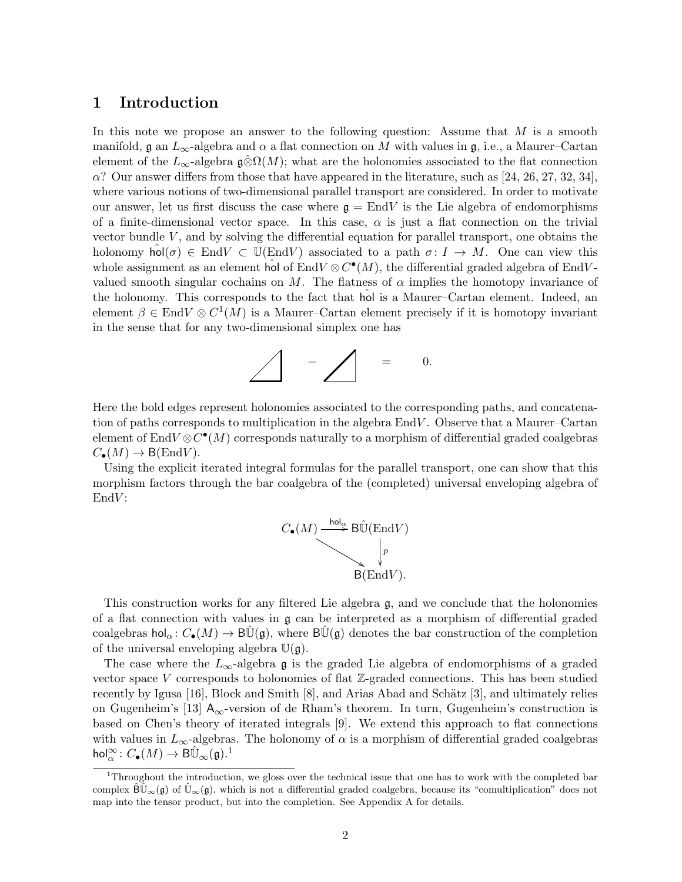# 1 Introduction

In this note we propose an answer to the following question: Assume that $M$ is a smooth manifold, $\mathfrak{g}$ an $L_\infty$-algebra and $\alpha$ a flat connection on $M$ with values in $\mathfrak{g}$, i.e., a Maurer–Cartan element of the $L_\infty$-algebra $\mathfrak{g}\hat{\otimes}\Omega(M)$; what are the holonomies associated to the flat connection $\alpha$? Our answer differs from those that have appeared in the literature, such as [24, 26, 27, 32, 34], where various notions of two-dimensional parallel transport are considered. In order to motivate our answer, let us first discuss the case where $\mathfrak{g} = \mathrm{End}V$ is the Lie algebra of endomorphisms of a finite-dimensional vector space. In this case, $\alpha$ is just a flat connection on the trivial vector bundle $V$, and by solving the differential equation for parallel transport, one obtains the holonomy $\hat{\mathsf{hol}}(\sigma) \in \mathrm{End}V \subset \mathbb{U}(\mathrm{End}V)$ associated to a path $\sigma\colon I \to M$. One can view this whole assignment as an element $\hat{\mathsf{hol}}$ of $\mathrm{End}V \otimes C^\bullet(M)$, the differential graded algebra of $\mathrm{End}V$-valued smooth singular cochains on $M$. The flatness of $\alpha$ implies the homotopy invariance of the holonomy. This corresponds to the fact that $\hat{\mathsf{hol}}$ is a Maurer–Cartan element. Indeed, an element $\beta \in \mathrm{End}V \otimes C^1(M)$ is a Maurer–Cartan element precisely if it is homotopy invariant in the sense that for any two-dimensional simplex one has

$$\text{[triangle, bold edges along bottom and right]} \quad - \quad \text{[triangle, bold hypotenuse]} \quad = \quad 0.$$

Here the bold edges represent holonomies associated to the corresponding paths, and concatenation of paths corresponds to multiplication in the algebra $\mathrm{End}V$. Observe that a Maurer–Cartan element of $\mathrm{End}V \otimes C^\bullet(M)$ corresponds naturally to a morphism of differential graded coalgebras $C_\bullet(M) \to \mathsf{B}(\mathrm{End}V)$.

Using the explicit iterated integral formulas for the parallel transport, one can show that this morphism factors through the bar coalgebra of the (completed) universal enveloping algebra of $\mathrm{End}V$:

$$\begin{array}{ccc} C_\bullet(M) & \xrightarrow{\mathsf{hol}_\alpha} & \mathsf{B}\hat{\mathbb{U}}(\mathrm{End}V) \\ & \searrow & \downarrow p \\ & & \mathsf{B}(\mathrm{End}V). \end{array}$$

This construction works for any filtered Lie algebra $\mathfrak{g}$, and we conclude that the holonomies of a flat connection with values in $\mathfrak{g}$ can be interpreted as a morphism of differential graded coalgebras $\mathsf{hol}_\alpha\colon C_\bullet(M) \to \mathsf{B}\hat{\mathbb{U}}(\mathfrak{g})$, where $\mathsf{B}\hat{\mathbb{U}}(\mathfrak{g})$ denotes the bar construction of the completion of the universal enveloping algebra $\mathbb{U}(\mathfrak{g})$.

The case where the $L_\infty$-algebra $\mathfrak{g}$ is the graded Lie algebra of endomorphisms of a graded vector space $V$ corresponds to holonomies of flat $\mathbb{Z}$-graded connections. This has been studied recently by Igusa [16], Block and Smith [8], and Arias Abad and Schätz [3], and ultimately relies on Gugenheim's [13] $\mathsf{A}_\infty$-version of de Rham's theorem. In turn, Gugenheim's construction is based on Chen's theory of iterated integrals [9]. We extend this approach to flat connections with values in $L_\infty$-algebras. The holonomy of $\alpha$ is a morphism of differential graded coalgebras $\mathsf{hol}^\infty_\alpha\colon C_\bullet(M) \to \mathsf{B}\hat{\mathbb{U}}_\infty(\mathfrak{g})$.[1]

[1] Throughout the introduction, we gloss over the technical issue that one has to work with the completed bar complex $\hat{\mathsf{B}}\hat{\mathbb{U}}_\infty(\mathfrak{g})$ of $\hat{\mathbb{U}}_\infty(\mathfrak{g})$, which is not a differential graded coalgebra, because its "comultiplication" does not map into the tensor product, but into the completion. See Appendix A for details.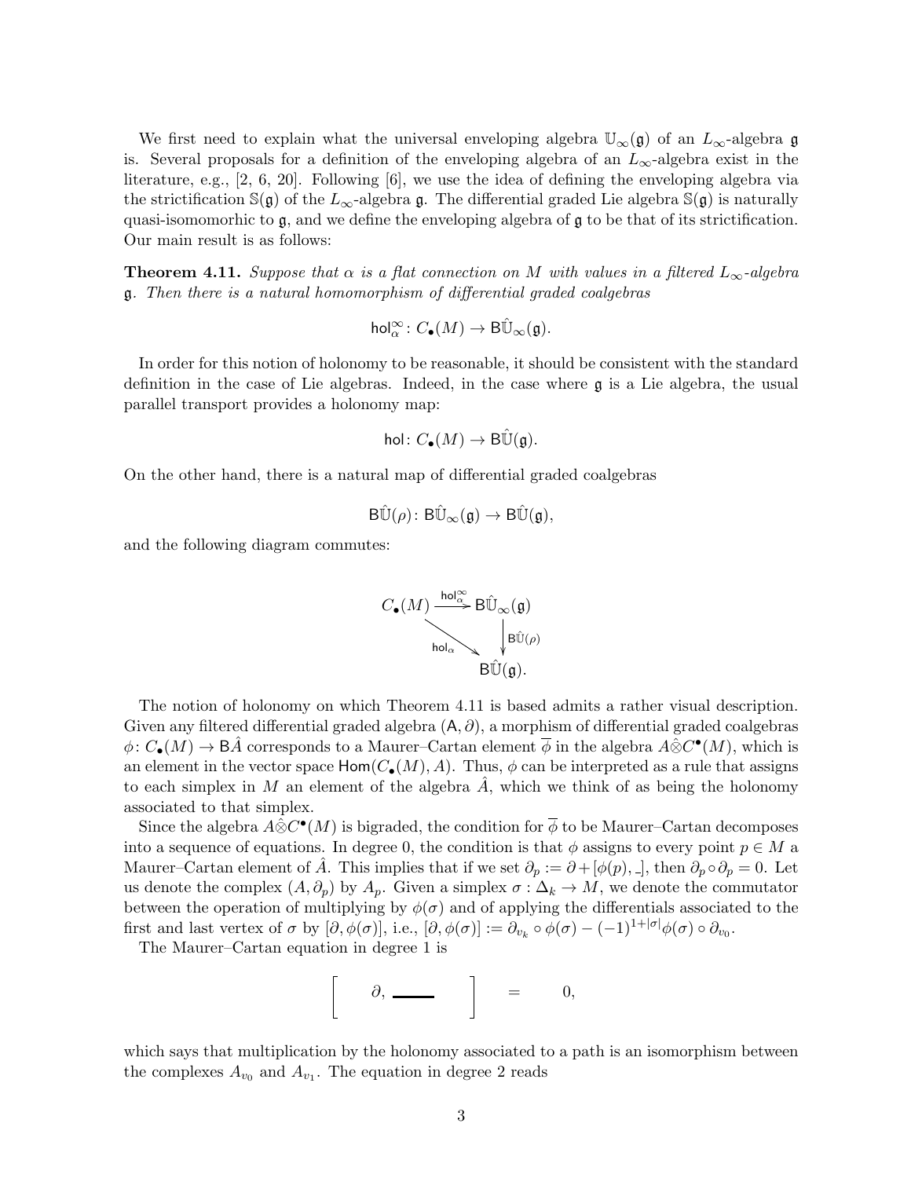We first need to explain what the universal enveloping algebra $\mathbb{U}_\infty(\mathfrak{g})$ of an $L_\infty$-algebra $\mathfrak{g}$ is. Several proposals for a definition of the enveloping algebra of an $L_\infty$-algebra exist in the literature, e.g., [2, 6, 20]. Following [6], we use the idea of defining the enveloping algebra via the strictification $\mathbb{S}(\mathfrak{g})$ of the $L_\infty$-algebra $\mathfrak{g}$. The differential graded Lie algebra $\mathbb{S}(\mathfrak{g})$ is naturally quasi-isomomorhic to $\mathfrak{g}$, and we define the enveloping algebra of $\mathfrak{g}$ to be that of its strictification. Our main result is as follows:

**Theorem 4.11.** *Suppose that $\alpha$ is a flat connection on $M$ with values in a filtered $L_\infty$-algebra $\mathfrak{g}$. Then there is a natural homomorphism of differential graded coalgebras*

$$\mathsf{hol}_\alpha^\infty \colon C_\bullet(M) \to \mathsf{B}\hat{\mathbb{U}}_\infty(\mathfrak{g}).$$

In order for this notion of holonomy to be reasonable, it should be consistent with the standard definition in the case of Lie algebras. Indeed, in the case where $\mathfrak{g}$ is a Lie algebra, the usual parallel transport provides a holonomy map:

$$\mathsf{hol} \colon C_\bullet(M) \to \mathsf{B}\hat{\mathbb{U}}(\mathfrak{g}).$$

On the other hand, there is a natural map of differential graded coalgebras

$$\mathsf{B}\hat{\mathbb{U}}(\rho) \colon \mathsf{B}\hat{\mathbb{U}}_\infty(\mathfrak{g}) \to \mathsf{B}\hat{\mathbb{U}}(\mathfrak{g}),$$

and the following diagram commutes:

$$\begin{array}{ccc} C_\bullet(M) & \xrightarrow{\mathsf{hol}_\alpha^\infty} & \mathsf{B}\hat{\mathbb{U}}_\infty(\mathfrak{g}) \\ & \searrow^{\mathsf{hol}_\alpha} & \downarrow{\scriptstyle \mathsf{B}\hat{\mathbb{U}}(\rho)} \\ & & \mathsf{B}\hat{\mathbb{U}}(\mathfrak{g}). \end{array}$$

The notion of holonomy on which Theorem 4.11 is based admits a rather visual description. Given any filtered differential graded algebra $(\mathsf{A}, \partial)$, a morphism of differential graded coalgebras $\phi \colon C_\bullet(M) \to \mathsf{B}\hat{A}$ corresponds to a Maurer–Cartan element $\overline{\phi}$ in the algebra $A\hat{\otimes}C^\bullet(M)$, which is an element in the vector space $\mathsf{Hom}(C_\bullet(M), A)$. Thus, $\phi$ can be interpreted as a rule that assigns to each simplex in $M$ an element of the algebra $\hat{A}$, which we think of as being the holonomy associated to that simplex.

Since the algebra $A\hat{\otimes}C^\bullet(M)$ is bigraded, the condition for $\overline{\phi}$ to be Maurer–Cartan decomposes into a sequence of equations. In degree 0, the condition is that $\phi$ assigns to every point $p \in M$ a Maurer–Cartan element of $\hat{A}$. This implies that if we set $\partial_p := \partial + [\phi(p), \_]$, then $\partial_p \circ \partial_p = 0$. Let us denote the complex $(A, \partial_p)$ by $A_p$. Given a simplex $\sigma : \Delta_k \to M$, we denote the commutator between the operation of multiplying by $\phi(\sigma)$ and of applying the differentials associated to the first and last vertex of $\sigma$ by $[\partial, \phi(\sigma)]$, i.e., $[\partial, \phi(\sigma)] := \partial_{v_k} \circ \phi(\sigma) - (-1)^{1+|\sigma|}\phi(\sigma) \circ \partial_{v_0}$.

The Maurer–Cartan equation in degree 1 is

$$\left[ \quad \partial, \underline{\qquad} \quad \right] \quad = \quad 0,$$

which says that multiplication by the holonomy associated to a path is an isomorphism between the complexes $A_{v_0}$ and $A_{v_1}$. The equation in degree 2 reads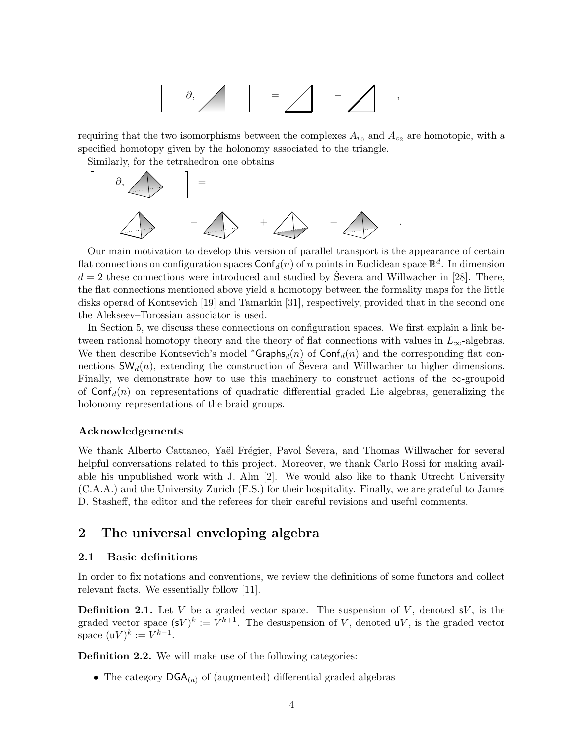$$\left[ \quad \partial, \quad \right] = \quad - \quad ,$$

requiring that the two isomorphisms between the complexes $A_{v_0}$ and $A_{v_2}$ are homotopic, with a specified homotopy given by the holonomy associated to the triangle.

Similarly, for the tetrahedron one obtains

$$\left[ \quad \partial, \quad \right] =$$

$$\quad - \quad + \quad - \quad .$$

Our main motivation to develop this version of parallel transport is the appearance of certain flat connections on configuration spaces $\mathsf{Conf}_d(n)$ of $n$ points in Euclidean space $\mathbb{R}^d$. In dimension $d = 2$ these connections were introduced and studied by Ševera and Willwacher in [28]. There, the flat connections mentioned above yield a homotopy between the formality maps for the little disks operad of Kontsevich [19] and Tamarkin [31], respectively, provided that in the second one the Alekseev–Torossian associator is used.

In Section 5, we discuss these connections on configuration spaces. We first explain a link between rational homotopy theory and the theory of flat connections with values in $L_\infty$-algebras. We then describe Kontsevich's model ${}^*\mathsf{Graphs}_d(n)$ of $\mathsf{Conf}_d(n)$ and the corresponding flat connections $\mathsf{SW}_d(n)$, extending the construction of Ševera and Willwacher to higher dimensions. Finally, we demonstrate how to use this machinery to construct actions of the $\infty$-groupoid of $\mathsf{Conf}_d(n)$ on representations of quadratic differential graded Lie algebras, generalizing the holonomy representations of the braid groups.

### Acknowledgements

We thank Alberto Cattaneo, Yaël Frégier, Pavol Ševera, and Thomas Willwacher for several helpful conversations related to this project. Moreover, we thank Carlo Rossi for making available his unpublished work with J. Alm [2]. We would also like to thank Utrecht University (C.A.A.) and the University Zurich (F.S.) for their hospitality. Finally, we are grateful to James D. Stasheff, the editor and the referees for their careful revisions and useful comments.

## 2 The universal enveloping algebra

### 2.1 Basic definitions

In order to fix notations and conventions, we review the definitions of some functors and collect relevant facts. We essentially follow [11].

**Definition 2.1.** Let $V$ be a graded vector space. The suspension of $V$, denoted $\mathsf{s}V$, is the graded vector space $(\mathsf{s}V)^k := V^{k+1}$. The desuspension of $V$, denoted $\mathsf{u}V$, is the graded vector space $(\mathsf{u}V)^k := V^{k-1}$.

**Definition 2.2.** We will make use of the following categories:

- The category $\mathsf{DGA}_{(a)}$ of (augmented) differential graded algebras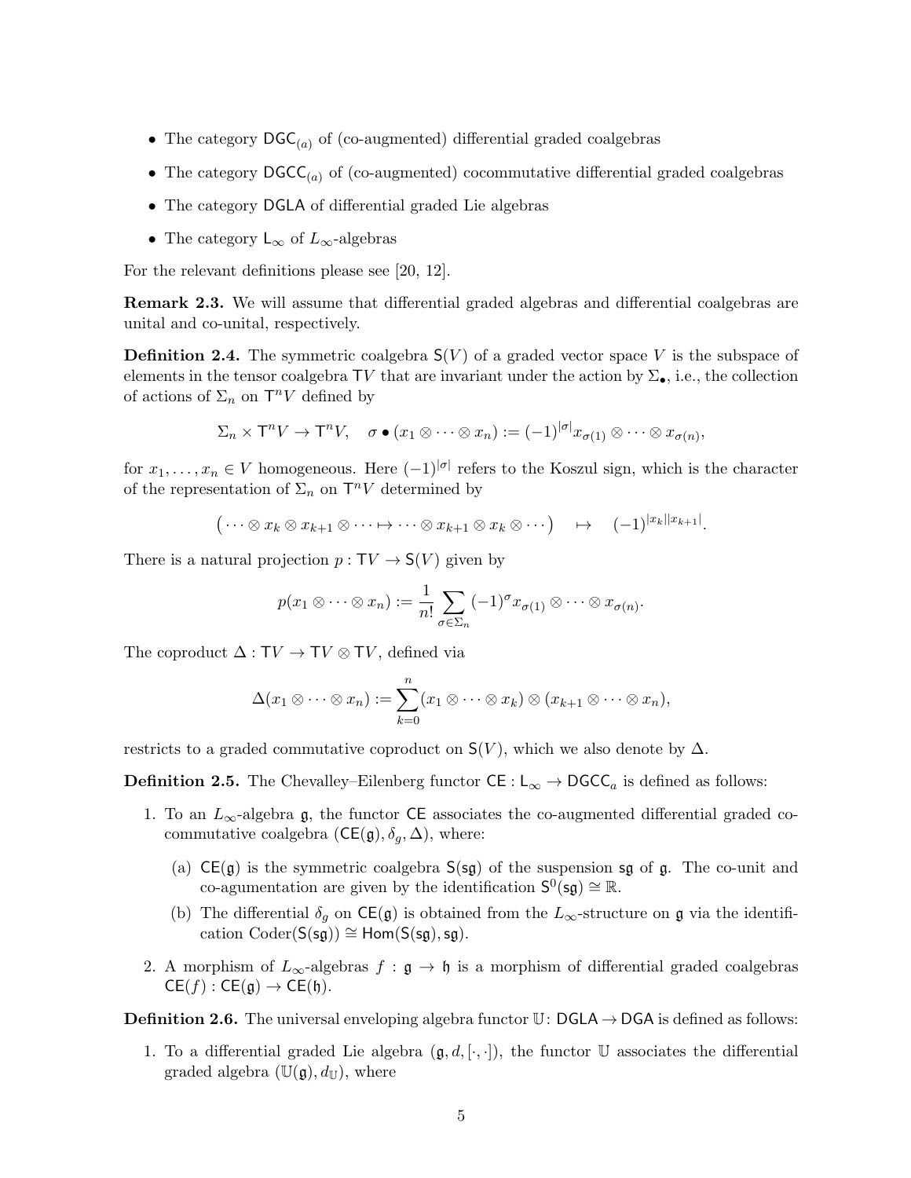- The category $\mathsf{DGC}_{(a)}$ of (co-augmented) differential graded coalgebras
- The category $\mathsf{DGCC}_{(a)}$ of (co-augmented) cocommutative differential graded coalgebras
- The category $\mathsf{DGLA}$ of differential graded Lie algebras
- The category $\mathsf{L}_\infty$ of $L_\infty$-algebras

For the relevant definitions please see [20, 12].

**Remark 2.3.** We will assume that differential graded algebras and differential coalgebras are unital and co-unital, respectively.

**Definition 2.4.** The symmetric coalgebra $\mathsf{S}(V)$ of a graded vector space $V$ is the subspace of elements in the tensor coalgebra $\mathsf{T}V$ that are invariant under the action by $\Sigma_\bullet$, i.e., the collection of actions of $\Sigma_n$ on $\mathsf{T}^nV$ defined by

$$\Sigma_n \times \mathsf{T}^nV \to \mathsf{T}^nV, \quad \sigma \bullet (x_1 \otimes \cdots \otimes x_n) := (-1)^{|\sigma|} x_{\sigma(1)} \otimes \cdots \otimes x_{\sigma(n)},$$

for $x_1, \dots, x_n \in V$ homogeneous. Here $(-1)^{|\sigma|}$ refers to the Koszul sign, which is the character of the representation of $\Sigma_n$ on $\mathsf{T}^nV$ determined by

$$\left( \cdots \otimes x_k \otimes x_{k+1} \otimes \cdots \mapsto \cdots \otimes x_{k+1} \otimes x_k \otimes \cdots \right) \quad \mapsto \quad (-1)^{|x_k||x_{k+1}|}.$$

There is a natural projection $p : \mathsf{T}V \to \mathsf{S}(V)$ given by

$$p(x_1 \otimes \cdots \otimes x_n) := \frac{1}{n!} \sum_{\sigma \in \Sigma_n} (-1)^\sigma x_{\sigma(1)} \otimes \cdots \otimes x_{\sigma(n)}.$$

The coproduct $\Delta : \mathsf{T}V \to \mathsf{T}V \otimes \mathsf{T}V$, defined via

$$\Delta(x_1 \otimes \cdots \otimes x_n) := \sum_{k=0}^{n} (x_1 \otimes \cdots \otimes x_k) \otimes (x_{k+1} \otimes \cdots \otimes x_n),$$

restricts to a graded commutative coproduct on $\mathsf{S}(V)$, which we also denote by $\Delta$.

**Definition 2.5.** The Chevalley–Eilenberg functor $\mathsf{CE} : \mathsf{L}_\infty \to \mathsf{DGCC}_a$ is defined as follows:

1. To an $L_\infty$-algebra $\mathfrak{g}$, the functor $\mathsf{CE}$ associates the co-augmented differential graded cocommutative coalgebra $(\mathsf{CE}(\mathfrak{g}), \delta_g, \Delta)$, where:
   (a) $\mathsf{CE}(\mathfrak{g})$ is the symmetric coalgebra $\mathsf{S}(\mathsf{s}\mathfrak{g})$ of the suspension $\mathsf{s}\mathfrak{g}$ of $\mathfrak{g}$. The co-unit and co-agumentation are given by the identification $\mathsf{S}^0(\mathsf{s}\mathfrak{g}) \cong \mathbb{R}$.
   (b) The differential $\delta_g$ on $\mathsf{CE}(\mathfrak{g})$ is obtained from the $L_\infty$-structure on $\mathfrak{g}$ via the identification $\mathsf{Coder}(\mathsf{S}(\mathsf{s}\mathfrak{g})) \cong \mathsf{Hom}(\mathsf{S}(\mathsf{s}\mathfrak{g}), \mathsf{s}\mathfrak{g})$.
2. A morphism of $L_\infty$-algebras $f : \mathfrak{g} \to \mathfrak{h}$ is a morphism of differential graded coalgebras $\mathsf{CE}(f) : \mathsf{CE}(\mathfrak{g}) \to \mathsf{CE}(\mathfrak{h})$.

**Definition 2.6.** The universal enveloping algebra functor $\mathbb{U} \colon \mathsf{DGLA} \to \mathsf{DGA}$ is defined as follows:

1. To a differential graded Lie algebra $(\mathfrak{g}, d, [\cdot, \cdot])$, the functor $\mathbb{U}$ associates the differential graded algebra $(\mathbb{U}(\mathfrak{g}), d_{\mathbb{U}})$, where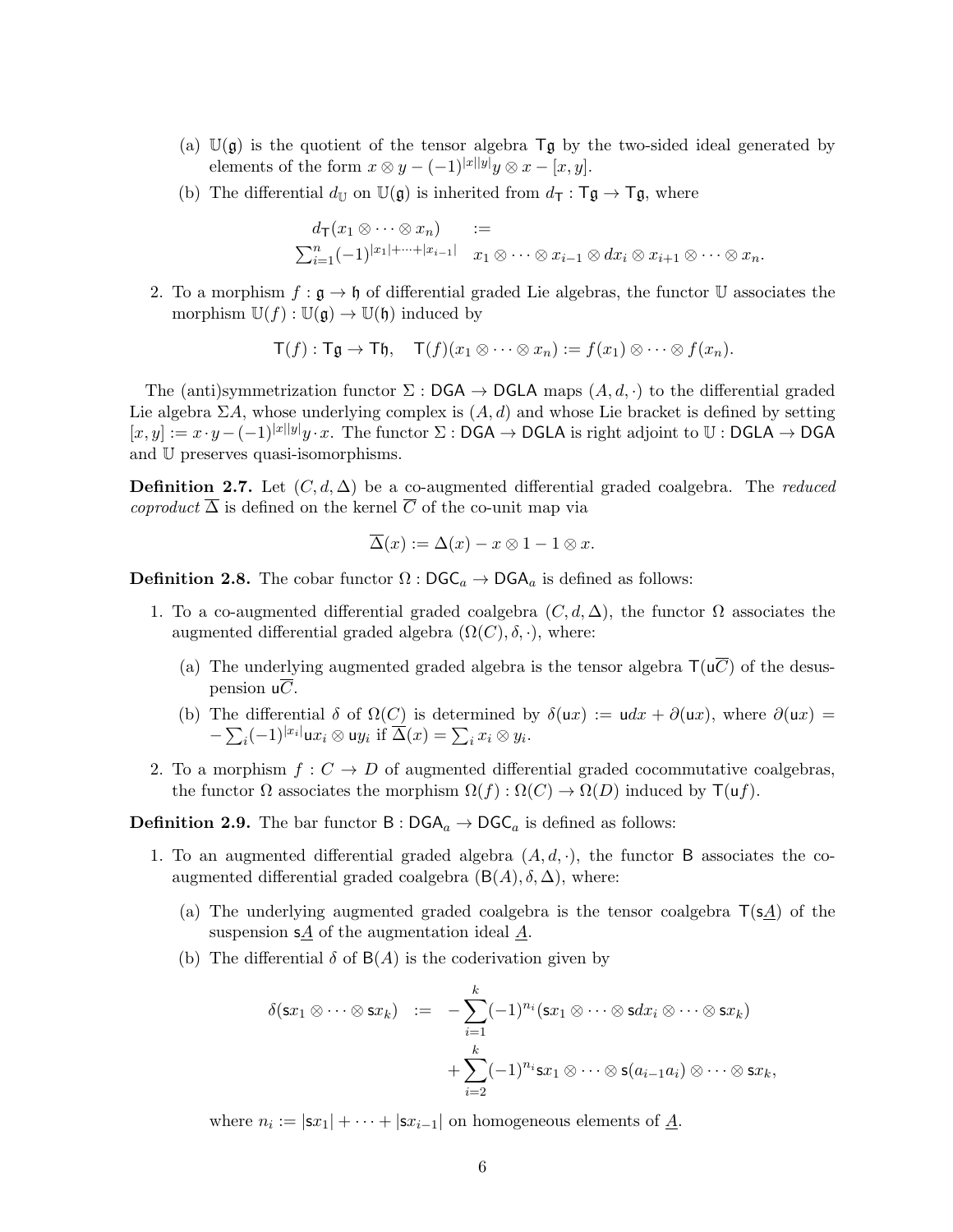(a) $\mathbb{U}(\mathfrak{g})$ is the quotient of the tensor algebra $\mathsf{T}\mathfrak{g}$ by the two-sided ideal generated by elements of the form $x \otimes y - (-1)^{|x||y|} y \otimes x - [x, y]$.

(b) The differential $d_{\mathbb{U}}$ on $\mathbb{U}(\mathfrak{g})$ is inherited from $d_{\mathsf{T}} : \mathsf{T}\mathfrak{g} \to \mathsf{T}\mathfrak{g}$, where

$$d_{\mathsf{T}}(x_1 \otimes \cdots \otimes x_n) := \sum_{i=1}^{n} (-1)^{|x_1|+\cdots+|x_{i-1}|} \; x_1 \otimes \cdots \otimes x_{i-1} \otimes dx_i \otimes x_{i+1} \otimes \cdots \otimes x_n.$$

2. To a morphism $f : \mathfrak{g} \to \mathfrak{h}$ of differential graded Lie algebras, the functor $\mathbb{U}$ associates the morphism $\mathbb{U}(f) : \mathbb{U}(\mathfrak{g}) \to \mathbb{U}(\mathfrak{h})$ induced by

$$\mathsf{T}(f) : \mathsf{T}\mathfrak{g} \to \mathsf{T}\mathfrak{h}, \quad \mathsf{T}(f)(x_1 \otimes \cdots \otimes x_n) := f(x_1) \otimes \cdots \otimes f(x_n).$$

The (anti)symmetrization functor $\Sigma : \mathsf{DGA} \to \mathsf{DGLA}$ maps $(A, d, \cdot)$ to the differential graded Lie algebra $\Sigma A$, whose underlying complex is $(A, d)$ and whose Lie bracket is defined by setting $[x, y] := x \cdot y - (-1)^{|x||y|} y \cdot x$. The functor $\Sigma : \mathsf{DGA} \to \mathsf{DGLA}$ is right adjoint to $\mathbb{U} : \mathsf{DGLA} \to \mathsf{DGA}$ and $\mathbb{U}$ preserves quasi-isomorphisms.

**Definition 2.7.** Let $(C, d, \Delta)$ be a co-augmented differential graded coalgebra. The *reduced coproduct* $\overline{\Delta}$ is defined on the kernel $\overline{C}$ of the co-unit map via

$$\overline{\Delta}(x) := \Delta(x) - x \otimes 1 - 1 \otimes x.$$

**Definition 2.8.** The cobar functor $\Omega : \mathsf{DGC}_a \to \mathsf{DGA}_a$ is defined as follows:

1. To a co-augmented differential graded coalgebra $(C, d, \Delta)$, the functor $\Omega$ associates the augmented differential graded algebra $(\Omega(C), \delta, \cdot)$, where:

   (a) The underlying augmented graded algebra is the tensor algebra $\mathsf{T}(\mathsf{u}\overline{C})$ of the desuspension $\mathsf{u}\overline{C}$.

   (b) The differential $\delta$ of $\Omega(C)$ is determined by $\delta(\mathsf{u}x) := \mathsf{u}dx + \partial(\mathsf{u}x)$, where $\partial(\mathsf{u}x) = -\sum_i (-1)^{|x_i|} \mathsf{u}x_i \otimes \mathsf{u}y_i$ if $\overline{\Delta}(x) = \sum_i x_i \otimes y_i$.

2. To a morphism $f : C \to D$ of augmented differential graded cocommutative coalgebras, the functor $\Omega$ associates the morphism $\Omega(f) : \Omega(C) \to \Omega(D)$ induced by $\mathsf{T}(\mathsf{u}f)$.

**Definition 2.9.** The bar functor $\mathsf{B} : \mathsf{DGA}_a \to \mathsf{DGC}_a$ is defined as follows:

1. To an augmented differential graded algebra $(A, d, \cdot)$, the functor $\mathsf{B}$ associates the co-augmented differential graded coalgebra $(\mathsf{B}(A), \delta, \Delta)$, where:

   (a) The underlying augmented graded coalgebra is the tensor coalgebra $\mathsf{T}(\mathsf{s}\underline{A})$ of the suspension $\mathsf{s}\underline{A}$ of the augmentation ideal $\underline{A}$.

   (b) The differential $\delta$ of $\mathsf{B}(A)$ is the coderivation given by

$$\begin{aligned} \delta(\mathsf{s}x_1 \otimes \cdots \otimes \mathsf{s}x_k) \;:=\; & -\sum_{i=1}^{k} (-1)^{n_i} (\mathsf{s}x_1 \otimes \cdots \otimes \mathsf{s}dx_i \otimes \cdots \otimes \mathsf{s}x_k) \\ & + \sum_{i=2}^{k} (-1)^{n_i} \mathsf{s}x_1 \otimes \cdots \otimes \mathsf{s}(a_{i-1}a_i) \otimes \cdots \otimes \mathsf{s}x_k, \end{aligned}$$

   where $n_i := |\mathsf{s}x_1| + \cdots + |\mathsf{s}x_{i-1}|$ on homogeneous elements of $\underline{A}$.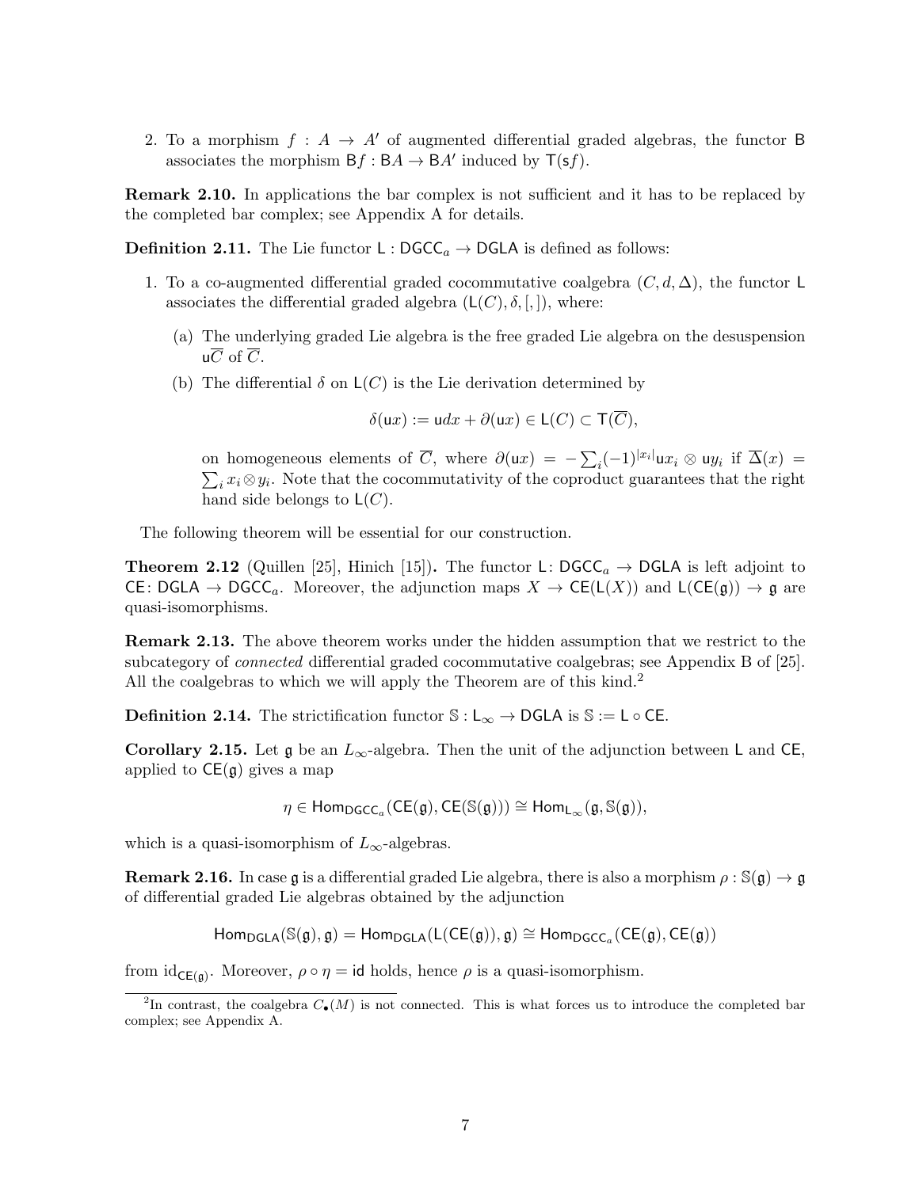2. To a morphism $f : A \to A'$ of augmented differential graded algebras, the functor $\mathsf{B}$ associates the morphism $\mathsf{B}f : \mathsf{B}A \to \mathsf{B}A'$ induced by $\mathsf{T}(\mathsf{s}f)$.

**Remark 2.10.** In applications the bar complex is not sufficient and it has to be replaced by the completed bar complex; see Appendix A for details.

**Definition 2.11.** The Lie functor $\mathsf{L} : \mathsf{DGCC}_a \to \mathsf{DGLA}$ is defined as follows:

1. To a co-augmented differential graded cocommutative coalgebra $(C, d, \Delta)$, the functor $\mathsf{L}$ associates the differential graded algebra $(\mathsf{L}(C), \delta, [,])$, where:

   (a) The underlying graded Lie algebra is the free graded Lie algebra on the desuspension $\mathsf{u}\overline{C}$ of $\overline{C}$.

   (b) The differential $\delta$ on $\mathsf{L}(C)$ is the Lie derivation determined by
   $$\delta(\mathsf{u}x) := \mathsf{u}dx + \partial(\mathsf{u}x) \in \mathsf{L}(C) \subset \mathsf{T}(\overline{C}),$$
   on homogeneous elements of $\overline{C}$, where $\partial(\mathsf{u}x) = -\sum_i (-1)^{|x_i|}\mathsf{u}x_i \otimes \mathsf{u}y_i$ if $\overline{\Delta}(x) = \sum_i x_i \otimes y_i$. Note that the cocommutativity of the coproduct guarantees that the right hand side belongs to $\mathsf{L}(C)$.

The following theorem will be essential for our construction.

**Theorem 2.12** (Quillen [25], Hinich [15])**.** The functor $\mathsf{L} \colon \mathsf{DGCC}_a \to \mathsf{DGLA}$ is left adjoint to $\mathsf{CE} \colon \mathsf{DGLA} \to \mathsf{DGCC}_a$. Moreover, the adjunction maps $X \to \mathsf{CE}(\mathsf{L}(X))$ and $\mathsf{L}(\mathsf{CE}(\mathfrak{g})) \to \mathfrak{g}$ are quasi-isomorphisms.

**Remark 2.13.** The above theorem works under the hidden assumption that we restrict to the subcategory of *connected* differential graded cocommutative coalgebras; see Appendix B of [25]. All the coalgebras to which we will apply the Theorem are of this kind.[2]

**Definition 2.14.** The strictification functor $\mathbb{S} : \mathsf{L}_\infty \to \mathsf{DGLA}$ is $\mathbb{S} := \mathsf{L} \circ \mathsf{CE}$.

**Corollary 2.15.** Let $\mathfrak{g}$ be an $L_\infty$-algebra. Then the unit of the adjunction between $\mathsf{L}$ and $\mathsf{CE}$, applied to $\mathsf{CE}(\mathfrak{g})$ gives a map
$$\eta \in \mathsf{Hom}_{\mathsf{DGCC}_a}(\mathsf{CE}(\mathfrak{g}), \mathsf{CE}(\mathbb{S}(\mathfrak{g}))) \cong \mathsf{Hom}_{\mathsf{L}_\infty}(\mathfrak{g}, \mathbb{S}(\mathfrak{g})),$$
which is a quasi-isomorphism of $L_\infty$-algebras.

**Remark 2.16.** In case $\mathfrak{g}$ is a differential graded Lie algebra, there is also a morphism $\rho : \mathbb{S}(\mathfrak{g}) \to \mathfrak{g}$ of differential graded Lie algebras obtained by the adjunction
$$\mathsf{Hom}_{\mathsf{DGLA}}(\mathbb{S}(\mathfrak{g}), \mathfrak{g}) = \mathsf{Hom}_{\mathsf{DGLA}}(\mathsf{L}(\mathsf{CE}(\mathfrak{g})), \mathfrak{g}) \cong \mathsf{Hom}_{\mathsf{DGCC}_a}(\mathsf{CE}(\mathfrak{g}), \mathsf{CE}(\mathfrak{g}))$$
from $\mathrm{id}_{\mathsf{CE}(\mathfrak{g})}$. Moreover, $\rho \circ \eta = \mathsf{id}$ holds, hence $\rho$ is a quasi-isomorphism.

[2] In contrast, the coalgebra $C_\bullet(M)$ is not connected. This is what forces us to introduce the completed bar complex; see Appendix A.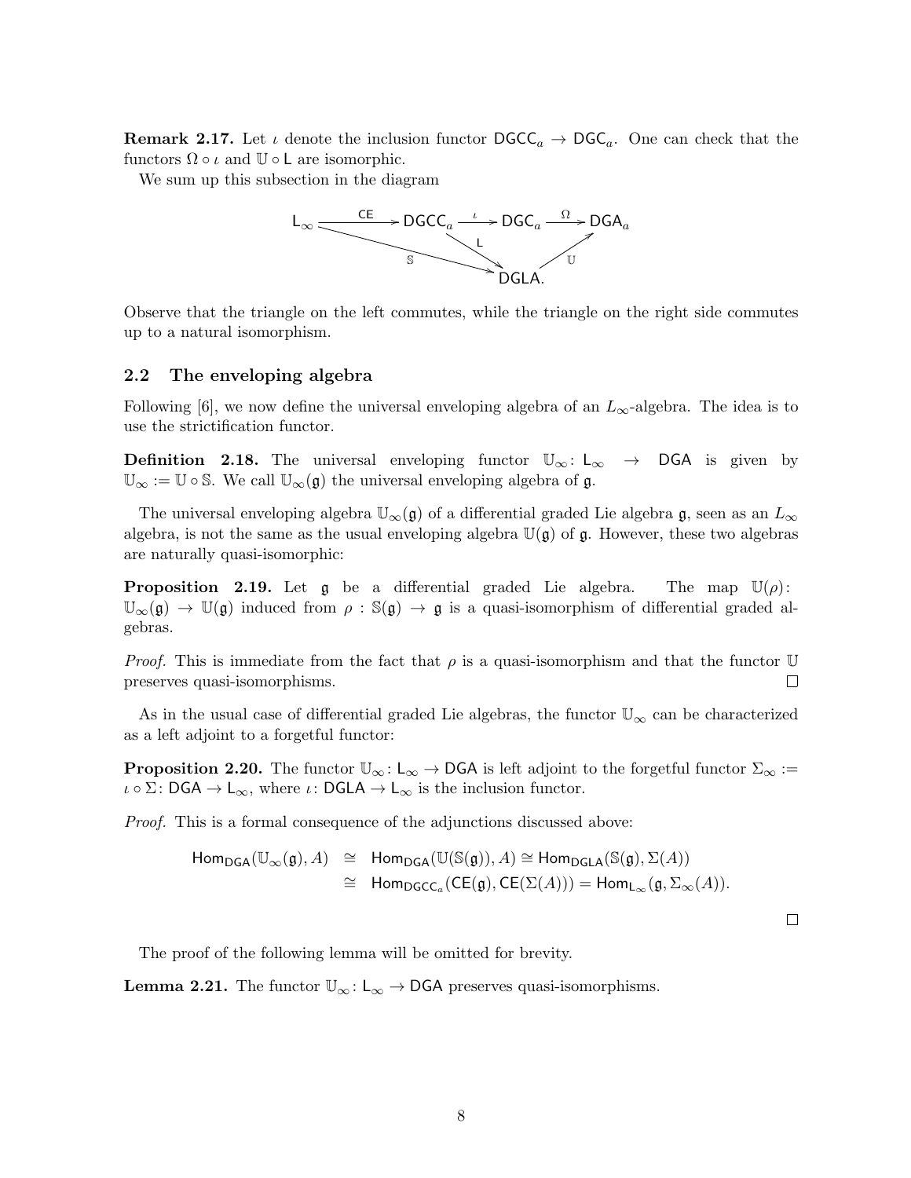**Remark 2.17.** Let $\iota$ denote the inclusion functor $\mathsf{DGCC}_a \to \mathsf{DGC}_a$. One can check that the functors $\Omega \circ \iota$ and $\mathbb{U} \circ \mathsf{L}$ are isomorphic.

We sum up this subsection in the diagram

$$\begin{array}{ccccccc}
\mathsf{L}_\infty & \xrightarrow{\mathsf{CE}} & \mathsf{DGCC}_a & \xrightarrow{\iota} & \mathsf{DGC}_a & \xrightarrow{\Omega} & \mathsf{DGA}_a \\
& {\scriptstyle \mathbb{S}} \searrow & & {\scriptstyle \mathsf{L}} \searrow & & \nearrow {\scriptstyle \mathbb{U}} & \\
& & & & \mathsf{DGLA}. & &
\end{array}$$

Observe that the triangle on the left commutes, while the triangle on the right side commutes up to a natural isomorphism.

## 2.2 The enveloping algebra

Following [6], we now define the universal enveloping algebra of an $L_\infty$-algebra. The idea is to use the strictification functor.

**Definition 2.18.** The universal enveloping functor $\mathbb{U}_\infty \colon \mathsf{L}_\infty \to \mathsf{DGA}$ is given by $\mathbb{U}_\infty := \mathbb{U} \circ \mathbb{S}$. We call $\mathbb{U}_\infty(\mathfrak{g})$ the universal enveloping algebra of $\mathfrak{g}$.

The universal enveloping algebra $\mathbb{U}_\infty(\mathfrak{g})$ of a differential graded Lie algebra $\mathfrak{g}$, seen as an $L_\infty$ algebra, is not the same as the usual enveloping algebra $\mathbb{U}(\mathfrak{g})$ of $\mathfrak{g}$. However, these two algebras are naturally quasi-isomorphic:

**Proposition 2.19.** Let $\mathfrak{g}$ be a differential graded Lie algebra. The map $\mathbb{U}(\rho)\colon \mathbb{U}_\infty(\mathfrak{g}) \to \mathbb{U}(\mathfrak{g})$ induced from $\rho : \mathbb{S}(\mathfrak{g}) \to \mathfrak{g}$ is a quasi-isomorphism of differential graded algebras.

*Proof.* This is immediate from the fact that $\rho$ is a quasi-isomorphism and that the functor $\mathbb{U}$ preserves quasi-isomorphisms. □

As in the usual case of differential graded Lie algebras, the functor $\mathbb{U}_\infty$ can be characterized as a left adjoint to a forgetful functor:

**Proposition 2.20.** The functor $\mathbb{U}_\infty \colon \mathsf{L}_\infty \to \mathsf{DGA}$ is left adjoint to the forgetful functor $\Sigma_\infty := \iota \circ \Sigma \colon \mathsf{DGA} \to \mathsf{L}_\infty$, where $\iota \colon \mathsf{DGLA} \to \mathsf{L}_\infty$ is the inclusion functor.

*Proof.* This is a formal consequence of the adjunctions discussed above:

$$\begin{aligned}
\mathsf{Hom}_{\mathsf{DGA}}(\mathbb{U}_\infty(\mathfrak{g}), A) &\cong \mathsf{Hom}_{\mathsf{DGA}}(\mathbb{U}(\mathbb{S}(\mathfrak{g})), A) \cong \mathsf{Hom}_{\mathsf{DGLA}}(\mathbb{S}(\mathfrak{g}), \Sigma(A)) \\
&\cong \mathsf{Hom}_{\mathsf{DGCC}_a}(\mathsf{CE}(\mathfrak{g}), \mathsf{CE}(\Sigma(A))) = \mathsf{Hom}_{\mathsf{L}_\infty}(\mathfrak{g}, \Sigma_\infty(A)).
\end{aligned}$$

□

The proof of the following lemma will be omitted for brevity.

**Lemma 2.21.** The functor $\mathbb{U}_\infty \colon \mathsf{L}_\infty \to \mathsf{DGA}$ preserves quasi-isomorphisms.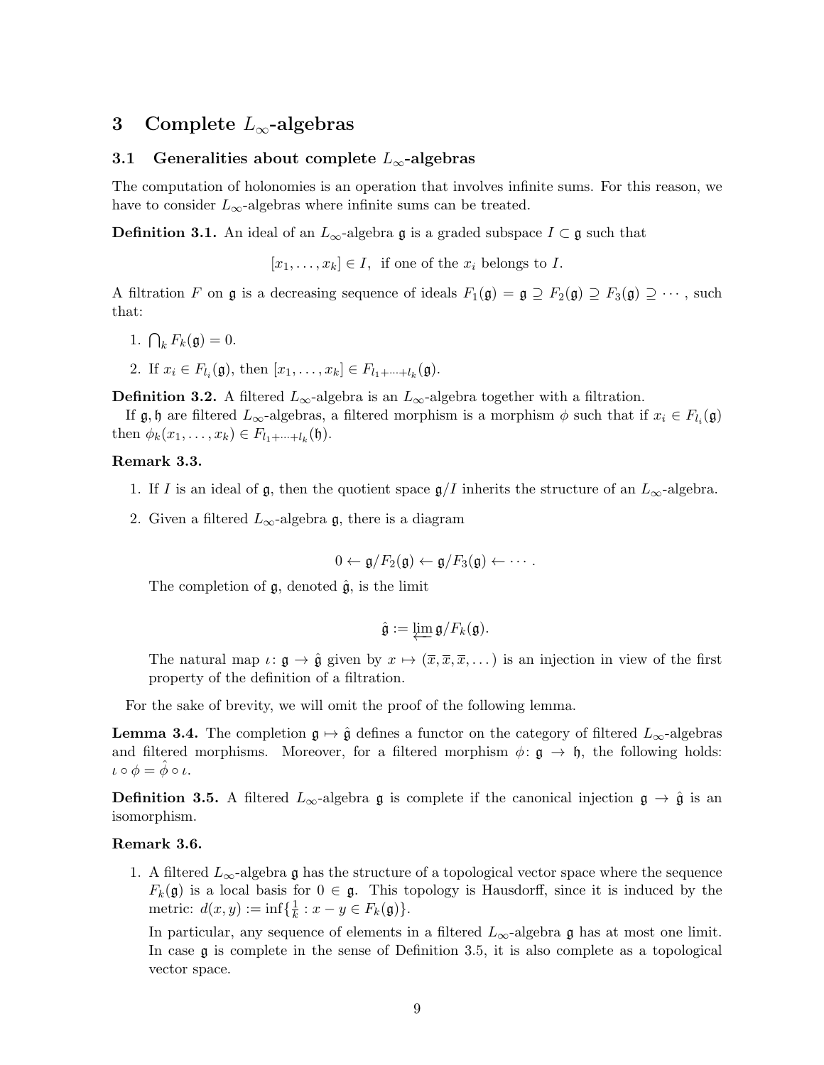# 3 Complete $L_\infty$-algebras

## 3.1 Generalities about complete $L_\infty$-algebras

The computation of holonomies is an operation that involves infinite sums. For this reason, we have to consider $L_\infty$-algebras where infinite sums can be treated.

**Definition 3.1.** An ideal of an $L_\infty$-algebra $\mathfrak{g}$ is a graded subspace $I \subset \mathfrak{g}$ such that

$$[x_1, \ldots, x_k] \in I, \text{ if one of the } x_i \text{ belongs to } I.$$

A filtration $F$ on $\mathfrak{g}$ is a decreasing sequence of ideals $F_1(\mathfrak{g}) = \mathfrak{g} \supseteq F_2(\mathfrak{g}) \supseteq F_3(\mathfrak{g}) \supseteq \cdots$, such that:

1. $\bigcap_k F_k(\mathfrak{g}) = 0$.
2. If $x_i \in F_{l_i}(\mathfrak{g})$, then $[x_1, \ldots, x_k] \in F_{l_1+\cdots+l_k}(\mathfrak{g})$.

**Definition 3.2.** A filtered $L_\infty$-algebra is an $L_\infty$-algebra together with a filtration.

If $\mathfrak{g}, \mathfrak{h}$ are filtered $L_\infty$-algebras, a filtered morphism is a morphism $\phi$ such that if $x_i \in F_{l_i}(\mathfrak{g})$ then $\phi_k(x_1, \ldots, x_k) \in F_{l_1+\cdots+l_k}(\mathfrak{h})$.

**Remark 3.3.**

1. If $I$ is an ideal of $\mathfrak{g}$, then the quotient space $\mathfrak{g}/I$ inherits the structure of an $L_\infty$-algebra.
2. Given a filtered $L_\infty$-algebra $\mathfrak{g}$, there is a diagram

$$0 \leftarrow \mathfrak{g}/F_2(\mathfrak{g}) \leftarrow \mathfrak{g}/F_3(\mathfrak{g}) \leftarrow \cdots .$$

   The completion of $\mathfrak{g}$, denoted $\hat{\mathfrak{g}}$, is the limit

$$\hat{\mathfrak{g}} := \varprojlim \mathfrak{g}/F_k(\mathfrak{g}).$$

   The natural map $\iota \colon \mathfrak{g} \to \hat{\mathfrak{g}}$ given by $x \mapsto (\overline{x}, \overline{x}, \overline{x}, \ldots)$ is an injection in view of the first property of the definition of a filtration.

For the sake of brevity, we will omit the proof of the following lemma.

**Lemma 3.4.** The completion $\mathfrak{g} \mapsto \hat{\mathfrak{g}}$ defines a functor on the category of filtered $L_\infty$-algebras and filtered morphisms. Moreover, for a filtered morphism $\phi \colon \mathfrak{g} \to \mathfrak{h}$, the following holds: $\iota \circ \phi = \hat{\phi} \circ \iota$.

**Definition 3.5.** A filtered $L_\infty$-algebra $\mathfrak{g}$ is complete if the canonical injection $\mathfrak{g} \to \hat{\mathfrak{g}}$ is an isomorphism.

**Remark 3.6.**

1. A filtered $L_\infty$-algebra $\mathfrak{g}$ has the structure of a topological vector space where the sequence $F_k(\mathfrak{g})$ is a local basis for $0 \in \mathfrak{g}$. This topology is Hausdorff, since it is induced by the metric: $d(x, y) := \inf\{\frac{1}{k} : x - y \in F_k(\mathfrak{g})\}$.

   In particular, any sequence of elements in a filtered $L_\infty$-algebra $\mathfrak{g}$ has at most one limit. In case $\mathfrak{g}$ is complete in the sense of Definition 3.5, it is also complete as a topological vector space.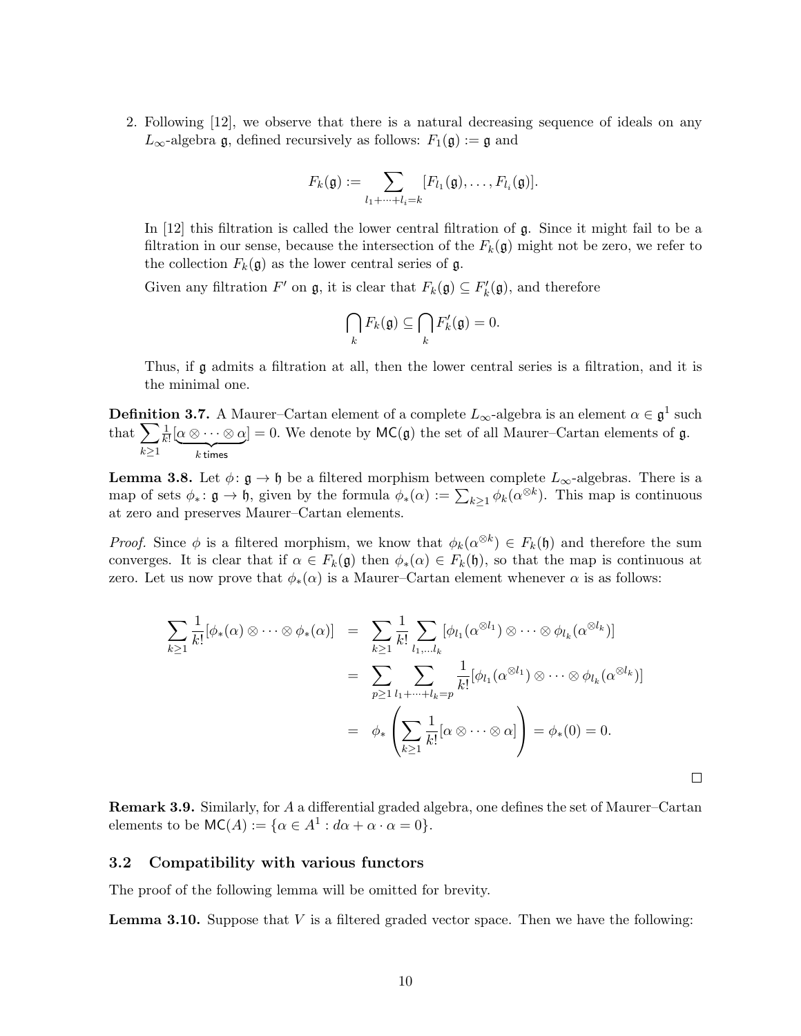2. Following [12], we observe that there is a natural decreasing sequence of ideals on any $L_\infty$-algebra $\mathfrak{g}$, defined recursively as follows: $F_1(\mathfrak{g}) := \mathfrak{g}$ and

$$F_k(\mathfrak{g}) := \sum_{l_1+\cdots+l_i=k} [F_{l_1}(\mathfrak{g}), \ldots, F_{l_i}(\mathfrak{g})].$$

In [12] this filtration is called the lower central filtration of $\mathfrak{g}$. Since it might fail to be a filtration in our sense, because the intersection of the $F_k(\mathfrak{g})$ might not be zero, we refer to the collection $F_k(\mathfrak{g})$ as the lower central series of $\mathfrak{g}$.

Given any filtration $F'$ on $\mathfrak{g}$, it is clear that $F_k(\mathfrak{g}) \subseteq F'_k(\mathfrak{g})$, and therefore

$$\bigcap_k F_k(\mathfrak{g}) \subseteq \bigcap_k F'_k(\mathfrak{g}) = 0.$$

Thus, if $\mathfrak{g}$ admits a filtration at all, then the lower central series is a filtration, and it is the minimal one.

**Definition 3.7.** A Maurer–Cartan element of a complete $L_\infty$-algebra is an element $\alpha \in \mathfrak{g}^1$ such that $\sum_{k\geq 1} \frac{1}{k!}[\underbrace{\alpha \otimes \cdots \otimes \alpha}_{k \text{ times}}] = 0$. We denote by $\mathsf{MC}(\mathfrak{g})$ the set of all Maurer–Cartan elements of $\mathfrak{g}$.

**Lemma 3.8.** Let $\phi\colon \mathfrak{g} \to \mathfrak{h}$ be a filtered morphism between complete $L_\infty$-algebras. There is a map of sets $\phi_*\colon \mathfrak{g} \to \mathfrak{h}$, given by the formula $\phi_*(\alpha) := \sum_{k\geq 1} \phi_k(\alpha^{\otimes k})$. This map is continuous at zero and preserves Maurer–Cartan elements.

*Proof.* Since $\phi$ is a filtered morphism, we know that $\phi_k(\alpha^{\otimes k}) \in F_k(\mathfrak{h})$ and therefore the sum converges. It is clear that if $\alpha \in F_k(\mathfrak{g})$ then $\phi_*(\alpha) \in F_k(\mathfrak{h})$, so that the map is continuous at zero. Let us now prove that $\phi_*(\alpha)$ is a Maurer–Cartan element whenever $\alpha$ is as follows:

$$\begin{aligned}
\sum_{k\geq 1} \frac{1}{k!}[\phi_*(\alpha) \otimes \cdots \otimes \phi_*(\alpha)] &= \sum_{k\geq 1} \frac{1}{k!} \sum_{l_1,\ldots l_k} [\phi_{l_1}(\alpha^{\otimes l_1}) \otimes \cdots \otimes \phi_{l_k}(\alpha^{\otimes l_k})] \\
&= \sum_{p\geq 1} \sum_{l_1+\cdots+l_k=p} \frac{1}{k!}[\phi_{l_1}(\alpha^{\otimes l_1}) \otimes \cdots \otimes \phi_{l_k}(\alpha^{\otimes l_k})] \\
&= \phi_*\left(\sum_{k\geq 1} \frac{1}{k!}[\alpha \otimes \cdots \otimes \alpha]\right) = \phi_*(0) = 0.
\end{aligned}$$

$\square$

**Remark 3.9.** Similarly, for $A$ a differential graded algebra, one defines the set of Maurer–Cartan elements to be $\mathsf{MC}(A) := \{\alpha \in A^1 : d\alpha + \alpha \cdot \alpha = 0\}$.

### 3.2 Compatibility with various functors

The proof of the following lemma will be omitted for brevity.

**Lemma 3.10.** Suppose that $V$ is a filtered graded vector space. Then we have the following: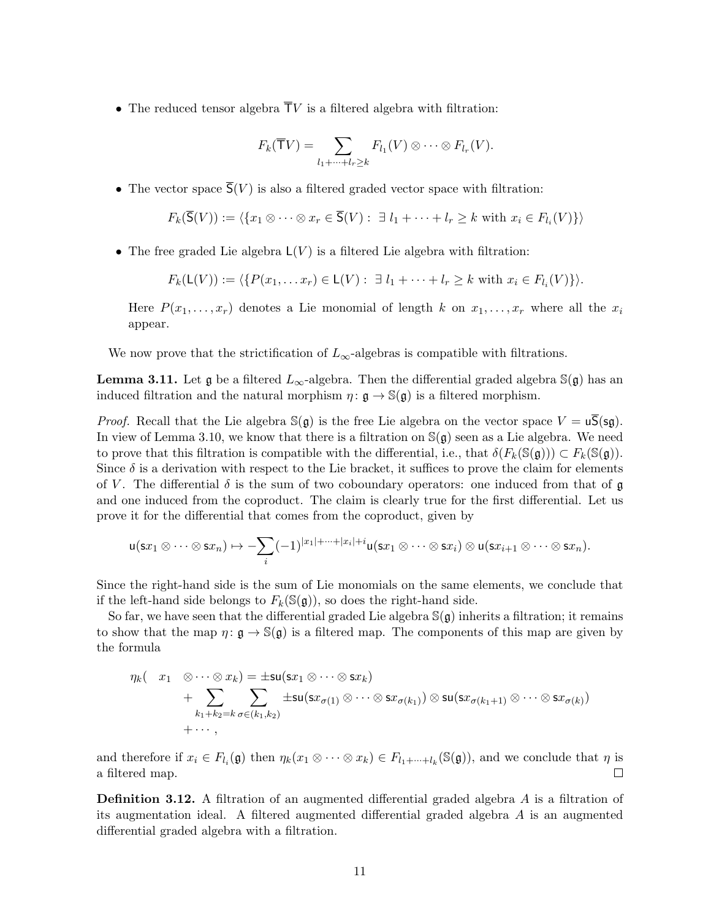- The reduced tensor algebra $\overline{\mathsf{T}}V$ is a filtered algebra with filtration:

$$F_k(\overline{\mathsf{T}}V) = \sum_{l_1+\cdots+l_r \geq k} F_{l_1}(V) \otimes \cdots \otimes F_{l_r}(V).$$

- The vector space $\overline{\mathsf{S}}(V)$ is also a filtered graded vector space with filtration:

$$F_k(\overline{\mathsf{S}}(V)) := \langle \{x_1 \otimes \cdots \otimes x_r \in \overline{\mathsf{S}}(V) : \exists\, l_1 + \cdots + l_r \geq k \text{ with } x_i \in F_{l_i}(V)\} \rangle$$

- The free graded Lie algebra $\mathsf{L}(V)$ is a filtered Lie algebra with filtration:

$$F_k(\mathsf{L}(V)) := \langle \{P(x_1, \ldots x_r) \in \mathsf{L}(V) : \exists\, l_1 + \cdots + l_r \geq k \text{ with } x_i \in F_{l_i}(V)\} \rangle.$$

  Here $P(x_1, \ldots, x_r)$ denotes a Lie monomial of length $k$ on $x_1, \ldots, x_r$ where all the $x_i$ appear.

We now prove that the strictification of $L_\infty$-algebras is compatible with filtrations.

**Lemma 3.11.** Let $\mathfrak{g}$ be a filtered $L_\infty$-algebra. Then the differential graded algebra $\mathbb{S}(\mathfrak{g})$ has an induced filtration and the natural morphism $\eta \colon \mathfrak{g} \to \mathbb{S}(\mathfrak{g})$ is a filtered morphism.

*Proof.* Recall that the Lie algebra $\mathbb{S}(\mathfrak{g})$ is the free Lie algebra on the vector space $V = \mathsf{u}\overline{\mathsf{S}}(\mathsf{s}\mathfrak{g})$. In view of Lemma 3.10, we know that there is a filtration on $\mathbb{S}(\mathfrak{g})$ seen as a Lie algebra. We need to prove that this filtration is compatible with the differential, i.e., that $\delta(F_k(\mathbb{S}(\mathfrak{g}))) \subset F_k(\mathbb{S}(\mathfrak{g}))$. Since $\delta$ is a derivation with respect to the Lie bracket, it suffices to prove the claim for elements of $V$. The differential $\delta$ is the sum of two coboundary operators: one induced from that of $\mathfrak{g}$ and one induced from the coproduct. The claim is clearly true for the first differential. Let us prove it for the differential that comes from the coproduct, given by

$$\mathsf{u}(\mathsf{s}x_1 \otimes \cdots \otimes \mathsf{s}x_n) \mapsto -\sum_i (-1)^{|x_1|+\cdots+|x_i|+i} \mathsf{u}(\mathsf{s}x_1 \otimes \cdots \otimes \mathsf{s}x_i) \otimes \mathsf{u}(\mathsf{s}x_{i+1} \otimes \cdots \otimes \mathsf{s}x_n).$$

Since the right-hand side is the sum of Lie monomials on the same elements, we conclude that if the left-hand side belongs to $F_k(\mathbb{S}(\mathfrak{g}))$, so does the right-hand side.

So far, we have seen that the differential graded Lie algebra $\mathbb{S}(\mathfrak{g})$ inherits a filtration; it remains to show that the map $\eta \colon \mathfrak{g} \to \mathbb{S}(\mathfrak{g})$ is a filtered map. The components of this map are given by the formula

$$\begin{aligned}\eta_k( x_1 \otimes \cdots \otimes x_k) = {} & \pm \mathsf{su}(\mathsf{s}x_1 \otimes \cdots \otimes \mathsf{s}x_k) \\ & + \sum_{k_1+k_2=k} \sum_{\sigma \in (k_1,k_2)} \pm \mathsf{su}(\mathsf{s}x_{\sigma(1)} \otimes \cdots \otimes \mathsf{s}x_{\sigma(k_1)}) \otimes \mathsf{su}(\mathsf{s}x_{\sigma(k_1+1)} \otimes \cdots \otimes \mathsf{s}x_{\sigma(k)}) \\ & + \cdots,\end{aligned}$$

and therefore if $x_i \in F_{l_i}(\mathfrak{g})$ then $\eta_k(x_1 \otimes \cdots \otimes x_k) \in F_{l_1+\cdots+l_k}(\mathbb{S}(\mathfrak{g}))$, and we conclude that $\eta$ is a filtered map. $\square$

**Definition 3.12.** A filtration of an augmented differential graded algebra $A$ is a filtration of its augmentation ideal. A filtered augmented differential graded algebra $A$ is an augmented differential graded algebra with a filtration.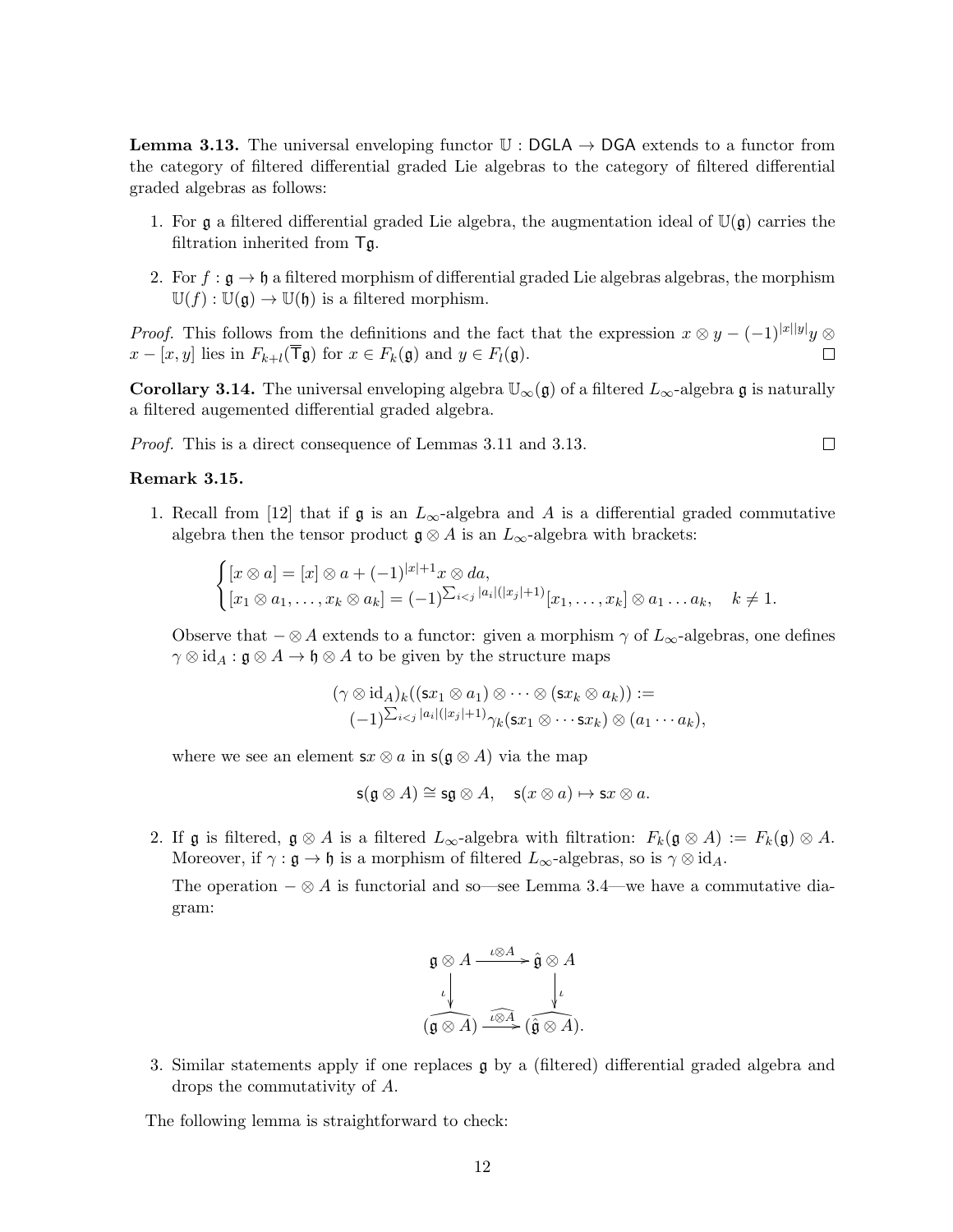**Lemma 3.13.** The universal enveloping functor $\mathbb{U} : \mathsf{DGLA} \to \mathsf{DGA}$ extends to a functor from the category of filtered differential graded Lie algebras to the category of filtered differential graded algebras as follows:

1. For $\mathfrak{g}$ a filtered differential graded Lie algebra, the augmentation ideal of $\mathbb{U}(\mathfrak{g})$ carries the filtration inherited from $\mathsf{T}\mathfrak{g}$.
2. For $f : \mathfrak{g} \to \mathfrak{h}$ a filtered morphism of differential graded Lie algebras algebras, the morphism $\mathbb{U}(f) : \mathbb{U}(\mathfrak{g}) \to \mathbb{U}(\mathfrak{h})$ is a filtered morphism.

*Proof.* This follows from the definitions and the fact that the expression $x \otimes y - (-1)^{|x||y|} y \otimes x - [x, y]$ lies in $F_{k+l}(\overline{\mathsf{T}}\mathfrak{g})$ for $x \in F_k(\mathfrak{g})$ and $y \in F_l(\mathfrak{g})$. ◻

**Corollary 3.14.** The universal enveloping algebra $\mathbb{U}_\infty(\mathfrak{g})$ of a filtered $L_\infty$-algebra $\mathfrak{g}$ is naturally a filtered augemented differential graded algebra.

*Proof.* This is a direct consequence of Lemmas 3.11 and 3.13. ◻

**Remark 3.15.**

1. Recall from [12] that if $\mathfrak{g}$ is an $L_\infty$-algebra and $A$ is a differential graded commutative algebra then the tensor product $\mathfrak{g} \otimes A$ is an $L_\infty$-algebra with brackets:

$$\begin{cases} [x \otimes a] = [x] \otimes a + (-1)^{|x|+1} x \otimes da, \\ [x_1 \otimes a_1, \ldots, x_k \otimes a_k] = (-1)^{\sum_{i<j} |a_i|(|x_j|+1)} [x_1, \ldots, x_k] \otimes a_1 \ldots a_k, \quad k \neq 1. \end{cases}$$

   Observe that $- \otimes A$ extends to a functor: given a morphism $\gamma$ of $L_\infty$-algebras, one defines $\gamma \otimes \mathrm{id}_A : \mathfrak{g} \otimes A \to \mathfrak{h} \otimes A$ to be given by the structure maps

$$(\gamma \otimes \mathrm{id}_A)_k((\mathsf{s}x_1 \otimes a_1) \otimes \cdots \otimes (\mathsf{s}x_k \otimes a_k)) := (-1)^{\sum_{i<j} |a_i|(|x_j|+1)} \gamma_k(\mathsf{s}x_1 \otimes \cdots \mathsf{s}x_k) \otimes (a_1 \cdots a_k),$$

   where we see an element $\mathsf{s}x \otimes a$ in $\mathsf{s}(\mathfrak{g} \otimes A)$ via the map

$$\mathsf{s}(\mathfrak{g} \otimes A) \cong \mathsf{s}\mathfrak{g} \otimes A, \quad \mathsf{s}(x \otimes a) \mapsto \mathsf{s}x \otimes a.$$

2. If $\mathfrak{g}$ is filtered, $\mathfrak{g} \otimes A$ is a filtered $L_\infty$-algebra with filtration: $F_k(\mathfrak{g} \otimes A) := F_k(\mathfrak{g}) \otimes A$. Moreover, if $\gamma : \mathfrak{g} \to \mathfrak{h}$ is a morphism of filtered $L_\infty$-algebras, so is $\gamma \otimes \mathrm{id}_A$.

   The operation $- \otimes A$ is functorial and so—see Lemma 3.4—we have a commutative diagram:

$$\begin{array}{ccc} \mathfrak{g} \otimes A & \xrightarrow{\iota \otimes A} & \hat{\mathfrak{g}} \otimes A \\ \downarrow{\scriptstyle \iota} & & \downarrow{\scriptstyle \iota} \\ \widehat{(\mathfrak{g} \otimes A)} & \xrightarrow{\widehat{\iota \otimes A}} & \widehat{(\hat{\mathfrak{g}} \otimes A)}. \end{array}$$

3. Similar statements apply if one replaces $\mathfrak{g}$ by a (filtered) differential graded algebra and drops the commutativity of $A$.

The following lemma is straightforward to check: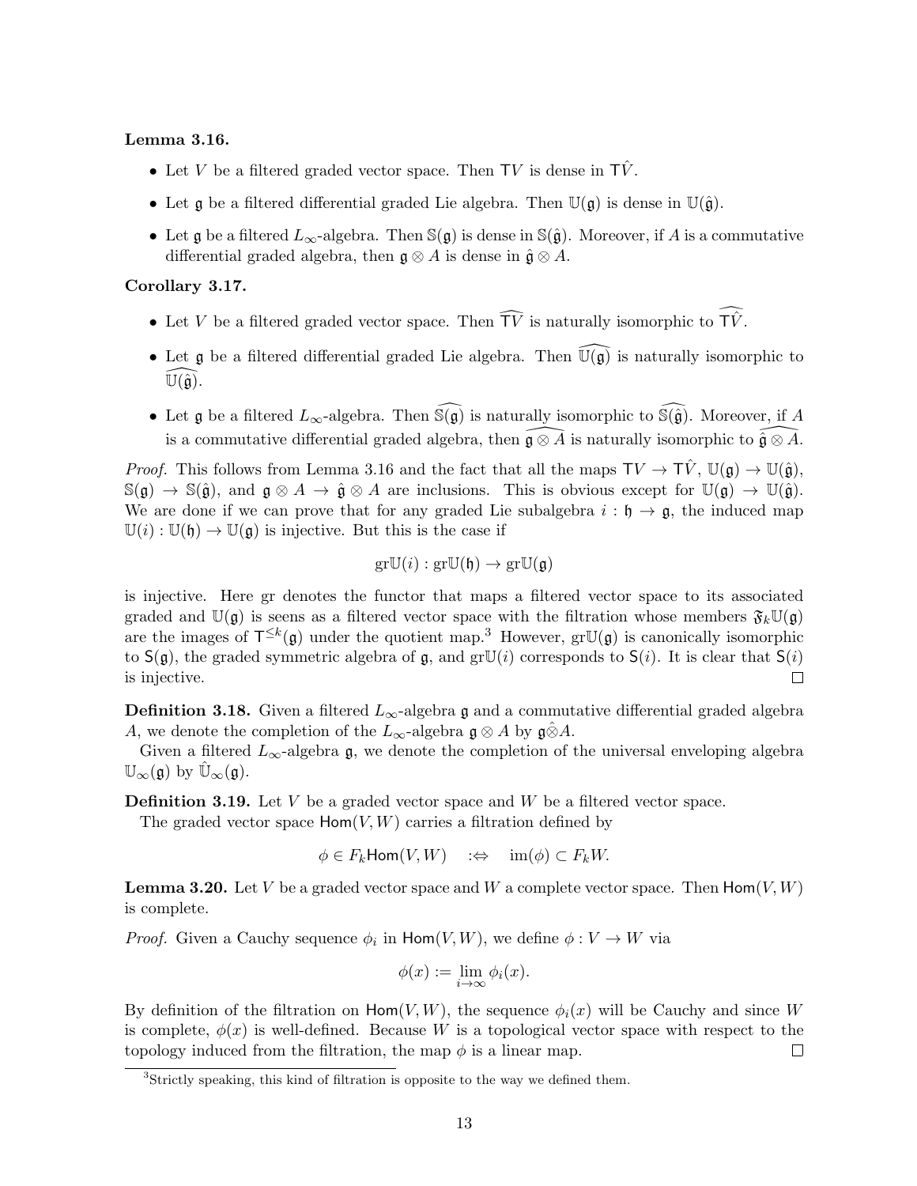**Lemma 3.16.**

- Let $V$ be a filtered graded vector space. Then $\mathsf{T}V$ is dense in $\mathsf{T}\hat{V}$.
- Let $\mathfrak{g}$ be a filtered differential graded Lie algebra. Then $\mathbb{U}(\mathfrak{g})$ is dense in $\mathbb{U}(\hat{\mathfrak{g}})$.
- Let $\mathfrak{g}$ be a filtered $L_\infty$-algebra. Then $\mathbb{S}(\mathfrak{g})$ is dense in $\mathbb{S}(\hat{\mathfrak{g}})$. Moreover, if $A$ is a commutative differential graded algebra, then $\mathfrak{g} \otimes A$ is dense in $\hat{\mathfrak{g}} \otimes A$.

**Corollary 3.17.**

- Let $V$ be a filtered graded vector space. Then $\widehat{\mathsf{T}V}$ is naturally isomorphic to $\widehat{\mathsf{T}\hat{V}}$.
- Let $\mathfrak{g}$ be a filtered differential graded Lie algebra. Then $\widehat{\mathbb{U}(\mathfrak{g})}$ is naturally isomorphic to $\widehat{\mathbb{U}(\hat{\mathfrak{g}})}$.
- Let $\mathfrak{g}$ be a filtered $L_\infty$-algebra. Then $\widehat{\mathbb{S}(\mathfrak{g})}$ is naturally isomorphic to $\widehat{\mathbb{S}(\hat{\mathfrak{g}})}$. Moreover, if $A$ is a commutative differential graded algebra, then $\widehat{\mathfrak{g} \otimes A}$ is naturally isomorphic to $\widehat{\hat{\mathfrak{g}} \otimes A}$.

*Proof.* This follows from Lemma 3.16 and the fact that all the maps $\mathsf{T}V \to \mathsf{T}\hat{V}$, $\mathbb{U}(\mathfrak{g}) \to \mathbb{U}(\hat{\mathfrak{g}})$, $\mathbb{S}(\mathfrak{g}) \to \mathbb{S}(\hat{\mathfrak{g}})$, and $\mathfrak{g} \otimes A \to \hat{\mathfrak{g}} \otimes A$ are inclusions. This is obvious except for $\mathbb{U}(\mathfrak{g}) \to \mathbb{U}(\hat{\mathfrak{g}})$. We are done if we can prove that for any graded Lie subalgebra $i : \mathfrak{h} \to \mathfrak{g}$, the induced map $\mathbb{U}(i) : \mathbb{U}(\mathfrak{h}) \to \mathbb{U}(\mathfrak{g})$ is injective. But this is the case if

$$\mathrm{gr}\mathbb{U}(i) : \mathrm{gr}\mathbb{U}(\mathfrak{h}) \to \mathrm{gr}\mathbb{U}(\mathfrak{g})$$

is injective. Here gr denotes the functor that maps a filtered vector space to its associated graded and $\mathbb{U}(\mathfrak{g})$ is seens as a filtered vector space with the filtration whose members $\mathfrak{F}_k\mathbb{U}(\mathfrak{g})$ are the images of $\mathsf{T}^{\leq k}(\mathfrak{g})$ under the quotient map.[3] However, $\mathrm{gr}\mathbb{U}(\mathfrak{g})$ is canonically isomorphic to $\mathsf{S}(\mathfrak{g})$, the graded symmetric algebra of $\mathfrak{g}$, and $\mathrm{gr}\mathbb{U}(i)$ corresponds to $\mathsf{S}(i)$. It is clear that $\mathsf{S}(i)$ is injective. $\square$

**Definition 3.18.** Given a filtered $L_\infty$-algebra $\mathfrak{g}$ and a commutative differential graded algebra $A$, we denote the completion of the $L_\infty$-algebra $\mathfrak{g} \otimes A$ by $\mathfrak{g}\hat{\otimes}A$.

Given a filtered $L_\infty$-algebra $\mathfrak{g}$, we denote the completion of the universal enveloping algebra $\mathbb{U}_\infty(\mathfrak{g})$ by $\hat{\mathbb{U}}_\infty(\mathfrak{g})$.

**Definition 3.19.** Let $V$ be a graded vector space and $W$ be a filtered vector space.

The graded vector space $\mathsf{Hom}(V, W)$ carries a filtration defined by

$$\phi \in F_k\mathsf{Hom}(V, W) \quad :\Leftrightarrow \quad \mathrm{im}(\phi) \subset F_kW.$$

**Lemma 3.20.** Let $V$ be a graded vector space and $W$ a complete vector space. Then $\mathsf{Hom}(V, W)$ is complete.

*Proof.* Given a Cauchy sequence $\phi_i$ in $\mathsf{Hom}(V, W)$, we define $\phi : V \to W$ via

$$\phi(x) := \lim_{i \to \infty} \phi_i(x).$$

By definition of the filtration on $\mathsf{Hom}(V, W)$, the sequence $\phi_i(x)$ will be Cauchy and since $W$ is complete, $\phi(x)$ is well-defined. Because $W$ is a topological vector space with respect to the topology induced from the filtration, the map $\phi$ is a linear map. $\square$

[3] Strictly speaking, this kind of filtration is opposite to the way we defined them.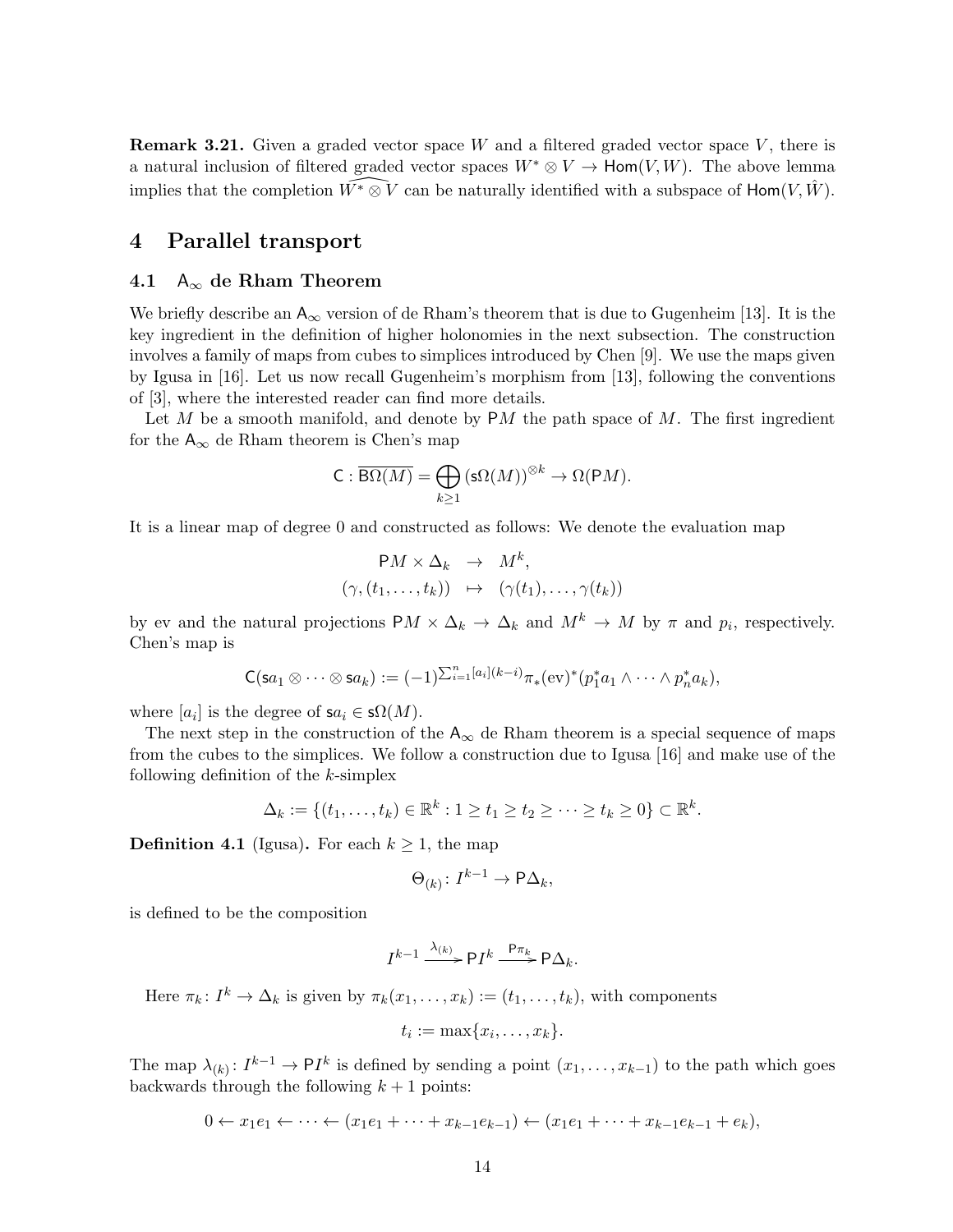**Remark 3.21.** Given a graded vector space $W$ and a filtered graded vector space $V$, there is a natural inclusion of filtered graded vector spaces $W^* \otimes V \to \mathsf{Hom}(V, W)$. The above lemma implies that the completion $\widehat{W^* \otimes V}$ can be naturally identified with a subspace of $\mathsf{Hom}(V, \hat{W})$.

# 4 Parallel transport

## 4.1 $\mathsf{A}_\infty$ de Rham Theorem

We briefly describe an $\mathsf{A}_\infty$ version of de Rham's theorem that is due to Gugenheim [13]. It is the key ingredient in the definition of higher holonomies in the next subsection. The construction involves a family of maps from cubes to simplices introduced by Chen [9]. We use the maps given by Igusa in [16]. Let us now recall Gugenheim's morphism from [13], following the conventions of [3], where the interested reader can find more details.

Let $M$ be a smooth manifold, and denote by $\mathsf{P}M$ the path space of $M$. The first ingredient for the $\mathsf{A}_\infty$ de Rham theorem is Chen's map

$$\mathsf{C} : \overline{\mathsf{B}\Omega(M)} = \bigoplus_{k \geq 1} (\mathsf{s}\Omega(M))^{\otimes k} \to \Omega(\mathsf{P}M).$$

It is a linear map of degree 0 and constructed as follows: We denote the evaluation map

$$\begin{aligned} \mathsf{P}M \times \Delta_k &\to M^k, \\ (\gamma, (t_1, \ldots, t_k)) &\mapsto (\gamma(t_1), \ldots, \gamma(t_k)) \end{aligned}$$

by ev and the natural projections $\mathsf{P}M \times \Delta_k \to \Delta_k$ and $M^k \to M$ by $\pi$ and $p_i$, respectively. Chen's map is

$$\mathsf{C}(\mathsf{s}a_1 \otimes \cdots \otimes \mathsf{s}a_k) := (-1)^{\sum_{i=1}^n [a_i](k-i)} \pi_*(\mathrm{ev})^*(p_1^* a_1 \wedge \cdots \wedge p_n^* a_k),$$

where $[a_i]$ is the degree of $\mathsf{s}a_i \in \mathsf{s}\Omega(M)$.

The next step in the construction of the $\mathsf{A}_\infty$ de Rham theorem is a special sequence of maps from the cubes to the simplices. We follow a construction due to Igusa [16] and make use of the following definition of the $k$-simplex

$$\Delta_k := \{(t_1, \ldots, t_k) \in \mathbb{R}^k : 1 \geq t_1 \geq t_2 \geq \cdots \geq t_k \geq 0\} \subset \mathbb{R}^k.$$

**Definition 4.1** (Igusa)**.** For each $k \geq 1$, the map

$$\Theta_{(k)} \colon I^{k-1} \to \mathsf{P}\Delta_k,$$

is defined to be the composition

$$I^{k-1} \xrightarrow{\lambda_{(k)}} \mathsf{P}I^k \xrightarrow{\mathsf{P}\pi_k} \mathsf{P}\Delta_k.$$

Here $\pi_k \colon I^k \to \Delta_k$ is given by $\pi_k(x_1, \ldots, x_k) := (t_1, \ldots, t_k)$, with components

$$t_i := \max\{x_i, \ldots, x_k\}.$$

The map $\lambda_{(k)} \colon I^{k-1} \to \mathsf{P}I^k$ is defined by sending a point $(x_1, \ldots, x_{k-1})$ to the path which goes backwards through the following $k+1$ points:

$$0 \leftarrow x_1 e_1 \leftarrow \cdots \leftarrow (x_1 e_1 + \cdots + x_{k-1} e_{k-1}) \leftarrow (x_1 e_1 + \cdots + x_{k-1} e_{k-1} + e_k),$$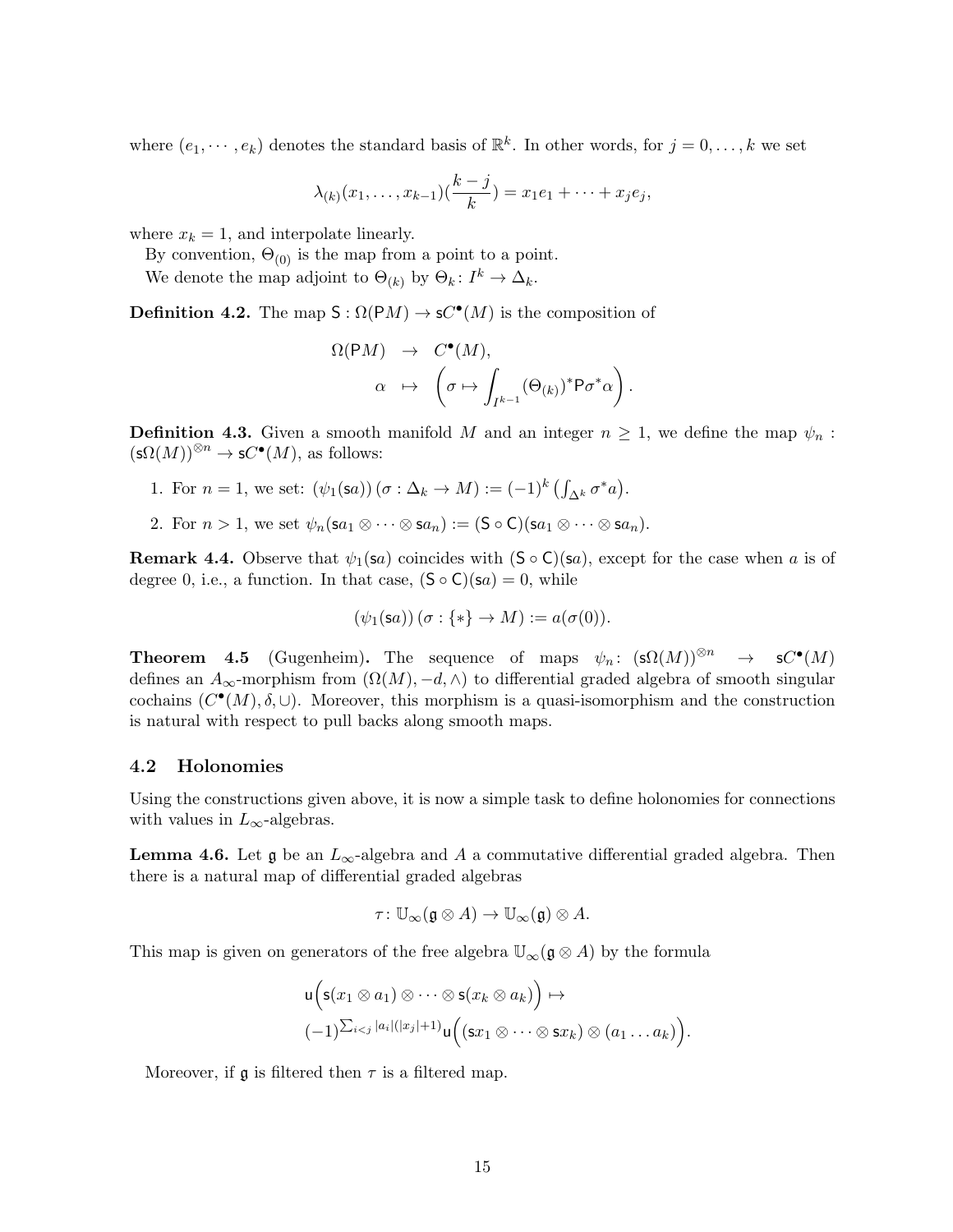where $(e_1, \cdots, e_k)$ denotes the standard basis of $\mathbb{R}^k$. In other words, for $j = 0, \ldots, k$ we set

$$\lambda_{(k)}(x_1, \ldots, x_{k-1})(\frac{k-j}{k}) = x_1 e_1 + \cdots + x_j e_j,$$

where $x_k = 1$, and interpolate linearly.

By convention, $\Theta_{(0)}$ is the map from a point to a point.

We denote the map adjoint to $\Theta_{(k)}$ by $\Theta_k \colon I^k \to \Delta_k$.

**Definition 4.2.** The map $\mathsf{S} : \Omega(\mathsf{P}M) \to \mathsf{s}C^\bullet(M)$ is the composition of

$$\begin{aligned} \Omega(\mathsf{P}M) &\to C^\bullet(M), \\ \alpha &\mapsto \left(\sigma \mapsto \int_{I^{k-1}} (\Theta_{(k)})^* \mathsf{P}\sigma^* \alpha\right). \end{aligned}$$

**Definition 4.3.** Given a smooth manifold $M$ and an integer $n \geq 1$, we define the map $\psi_n : (\mathsf{s}\Omega(M))^{\otimes n} \to \mathsf{s}C^\bullet(M)$, as follows:

1. For $n = 1$, we set: $(\psi_1(\mathsf{s}a))\,(\sigma : \Delta_k \to M) := (-1)^k \left(\int_{\Delta^k} \sigma^* a\right)$.
2. For $n > 1$, we set $\psi_n(\mathsf{s}a_1 \otimes \cdots \otimes \mathsf{s}a_n) := (\mathsf{S} \circ \mathsf{C})(\mathsf{s}a_1 \otimes \cdots \otimes \mathsf{s}a_n)$.

**Remark 4.4.** Observe that $\psi_1(\mathsf{s}a)$ coincides with $(\mathsf{S} \circ \mathsf{C})(\mathsf{s}a)$, except for the case when $a$ is of degree 0, i.e., a function. In that case, $(\mathsf{S} \circ \mathsf{C})(\mathsf{s}a) = 0$, while

$$(\psi_1(\mathsf{s}a))\,(\sigma : \{*\} \to M) := a(\sigma(0)).$$

**Theorem 4.5** (Gugenheim)**.** The sequence of maps $\psi_n \colon (\mathsf{s}\Omega(M))^{\otimes n} \to \mathsf{s}C^\bullet(M)$ defines an $A_\infty$-morphism from $(\Omega(M), -d, \wedge)$ to differential graded algebra of smooth singular cochains $(C^\bullet(M), \delta, \cup)$. Moreover, this morphism is a quasi-isomorphism and the construction is natural with respect to pull backs along smooth maps.

### 4.2 Holonomies

Using the constructions given above, it is now a simple task to define holonomies for connections with values in $L_\infty$-algebras.

**Lemma 4.6.** Let $\mathfrak{g}$ be an $L_\infty$-algebra and $A$ a commutative differential graded algebra. Then there is a natural map of differential graded algebras

$$\tau \colon \mathbb{U}_\infty(\mathfrak{g} \otimes A) \to \mathbb{U}_\infty(\mathfrak{g}) \otimes A.$$

This map is given on generators of the free algebra $\mathbb{U}_\infty(\mathfrak{g} \otimes A)$ by the formula

$$\begin{aligned} &\mathsf{u}\Big(\mathsf{s}(x_1 \otimes a_1) \otimes \cdots \otimes \mathsf{s}(x_k \otimes a_k)\Big) \mapsto \\ &(-1)^{\sum_{i<j} |a_i|(|x_j|+1)} \mathsf{u}\Big((\mathsf{s}x_1 \otimes \cdots \otimes \mathsf{s}x_k) \otimes (a_1 \ldots a_k)\Big). \end{aligned}$$

Moreover, if $\mathfrak{g}$ is filtered then $\tau$ is a filtered map.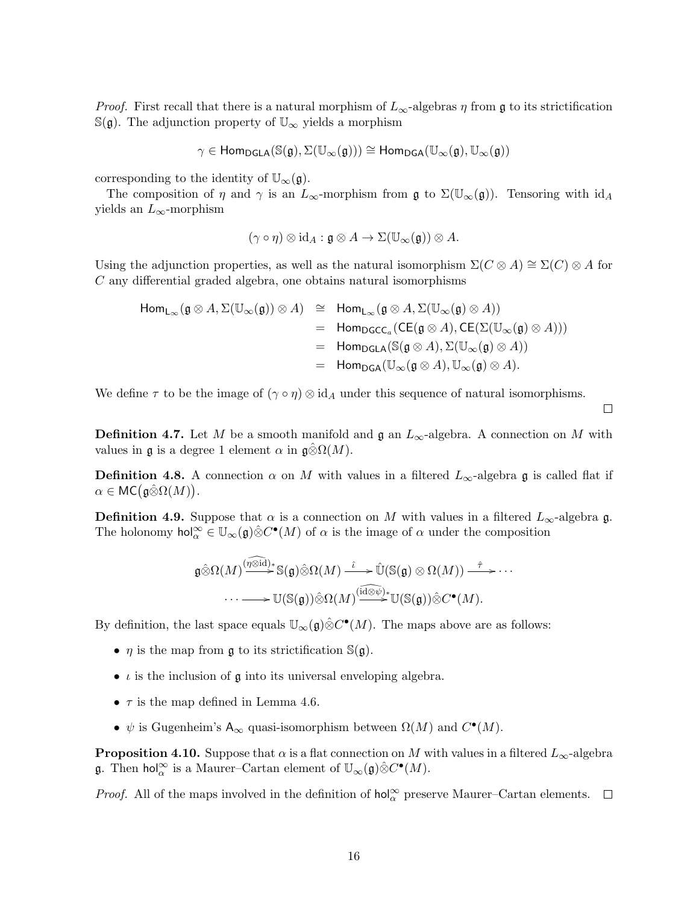*Proof.* First recall that there is a natural morphism of $L_\infty$-algebras $\eta$ from $\mathfrak{g}$ to its strictification $\mathbb{S}(\mathfrak{g})$. The adjunction property of $\mathbb{U}_\infty$ yields a morphism

$$\gamma \in \mathsf{Hom}_{\mathsf{DGLA}}(\mathbb{S}(\mathfrak{g}), \Sigma(\mathbb{U}_\infty(\mathfrak{g}))) \cong \mathsf{Hom}_{\mathsf{DGA}}(\mathbb{U}_\infty(\mathfrak{g}), \mathbb{U}_\infty(\mathfrak{g}))$$

corresponding to the identity of $\mathbb{U}_\infty(\mathfrak{g})$.

The composition of $\eta$ and $\gamma$ is an $L_\infty$-morphism from $\mathfrak{g}$ to $\Sigma(\mathbb{U}_\infty(\mathfrak{g}))$. Tensoring with $\mathrm{id}_A$ yields an $L_\infty$-morphism

$$(\gamma \circ \eta) \otimes \mathrm{id}_A : \mathfrak{g} \otimes A \to \Sigma(\mathbb{U}_\infty(\mathfrak{g})) \otimes A.$$

Using the adjunction properties, as well as the natural isomorphism $\Sigma(C \otimes A) \cong \Sigma(C) \otimes A$ for $C$ any differential graded algebra, one obtains natural isomorphisms

$$\begin{aligned}
\mathsf{Hom}_{\mathsf{L}_\infty}(\mathfrak{g} \otimes A, \Sigma(\mathbb{U}_\infty(\mathfrak{g})) \otimes A) &\cong \mathsf{Hom}_{\mathsf{L}_\infty}(\mathfrak{g} \otimes A, \Sigma(\mathbb{U}_\infty(\mathfrak{g}) \otimes A)) \\
&= \mathsf{Hom}_{\mathsf{DGCC}_a}(\mathsf{CE}(\mathfrak{g} \otimes A), \mathsf{CE}(\Sigma(\mathbb{U}_\infty(\mathfrak{g}) \otimes A))) \\
&= \mathsf{Hom}_{\mathsf{DGLA}}(\mathbb{S}(\mathfrak{g} \otimes A), \Sigma(\mathbb{U}_\infty(\mathfrak{g}) \otimes A)) \\
&= \mathsf{Hom}_{\mathsf{DGA}}(\mathbb{U}_\infty(\mathfrak{g} \otimes A), \mathbb{U}_\infty(\mathfrak{g}) \otimes A).
\end{aligned}$$

We define $\tau$ to be the image of $(\gamma \circ \eta) \otimes \mathrm{id}_A$ under this sequence of natural isomorphisms. $\square$

**Definition 4.7.** Let $M$ be a smooth manifold and $\mathfrak{g}$ an $L_\infty$-algebra. A connection on $M$ with values in $\mathfrak{g}$ is a degree 1 element $\alpha$ in $\mathfrak{g} \hat{\otimes} \Omega(M)$.

**Definition 4.8.** A connection $\alpha$ on $M$ with values in a filtered $L_\infty$-algebra $\mathfrak{g}$ is called flat if $\alpha \in \mathsf{MC}\big(\mathfrak{g} \hat{\otimes} \Omega(M)\big)$.

**Definition 4.9.** Suppose that $\alpha$ is a connection on $M$ with values in a filtered $L_\infty$-algebra $\mathfrak{g}$. The holonomy $\mathsf{hol}^\infty_\alpha \in \mathbb{U}_\infty(\mathfrak{g}) \hat{\otimes} C^\bullet(M)$ of $\alpha$ is the image of $\alpha$ under the composition

$$\mathfrak{g} \hat{\otimes} \Omega(M) \xrightarrow{(\widehat{\eta \otimes \mathrm{id}})_*} \mathbb{S}(\mathfrak{g}) \hat{\otimes} \Omega(M) \xrightarrow{\hat{\iota}} \hat{\mathbb{U}}(\mathbb{S}(\mathfrak{g}) \otimes \Omega(M)) \xrightarrow{\hat{\tau}} \cdots$$

$$\cdots \longrightarrow \mathbb{U}(\mathbb{S}(\mathfrak{g})) \hat{\otimes} \Omega(M) \xrightarrow{(\widehat{\mathrm{id} \otimes \psi})_*} \mathbb{U}(\mathbb{S}(\mathfrak{g})) \hat{\otimes} C^\bullet(M).$$

By definition, the last space equals $\mathbb{U}_\infty(\mathfrak{g}) \hat{\otimes} C^\bullet(M)$. The maps above are as follows:

- $\eta$ is the map from $\mathfrak{g}$ to its strictification $\mathbb{S}(\mathfrak{g})$.
- $\iota$ is the inclusion of $\mathfrak{g}$ into its universal enveloping algebra.
- $\tau$ is the map defined in Lemma 4.6.
- $\psi$ is Gugenheim's $\mathsf{A}_\infty$ quasi-isomorphism between $\Omega(M)$ and $C^\bullet(M)$.

**Proposition 4.10.** Suppose that $\alpha$ is a flat connection on $M$ with values in a filtered $L_\infty$-algebra $\mathfrak{g}$. Then $\mathsf{hol}^\infty_\alpha$ is a Maurer–Cartan element of $\mathbb{U}_\infty(\mathfrak{g}) \hat{\otimes} C^\bullet(M)$.

*Proof.* All of the maps involved in the definition of $\mathsf{hol}^\infty_\alpha$ preserve Maurer–Cartan elements. $\square$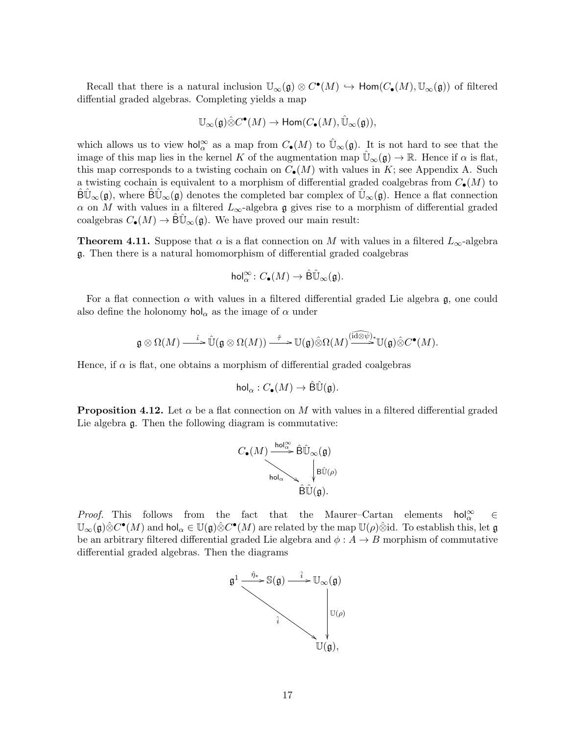Recall that there is a natural inclusion $\mathbb{U}_\infty(\mathfrak{g}) \otimes C^\bullet(M) \hookrightarrow \mathsf{Hom}(C_\bullet(M), \mathbb{U}_\infty(\mathfrak{g}))$ of filtered diffential graded algebras. Completing yields a map

$$\mathbb{U}_\infty(\mathfrak{g}) \hat{\otimes} C^\bullet(M) \to \mathsf{Hom}(C_\bullet(M), \hat{\mathbb{U}}_\infty(\mathfrak{g})),$$

which allows us to view $\mathsf{hol}^\infty_\alpha$ as a map from $C_\bullet(M)$ to $\hat{\mathbb{U}}_\infty(\mathfrak{g})$. It is not hard to see that the image of this map lies in the kernel $K$ of the augmentation map $\hat{\mathbb{U}}_\infty(\mathfrak{g}) \to \mathbb{R}$. Hence if $\alpha$ is flat, this map corresponds to a twisting cochain on $C_\bullet(M)$ with values in $K$; see Appendix A. Such a twisting cochain is equivalent to a morphism of differential graded coalgebras from $C_\bullet(M)$ to $\hat{\mathsf{B}}\hat{\mathbb{U}}_\infty(\mathfrak{g})$, where $\hat{\mathsf{B}}\hat{\mathbb{U}}_\infty(\mathfrak{g})$ denotes the completed bar complex of $\hat{\mathbb{U}}_\infty(\mathfrak{g})$. Hence a flat connection $\alpha$ on $M$ with values in a filtered $L_\infty$-algebra $\mathfrak{g}$ gives rise to a morphism of differential graded coalgebras $C_\bullet(M) \to \hat{\mathsf{B}}\hat{\mathbb{U}}_\infty(\mathfrak{g})$. We have proved our main result:

**Theorem 4.11.** *Suppose that $\alpha$ is a flat connection on $M$ with values in a filtered $L_\infty$-algebra $\mathfrak{g}$. Then there is a natural homomorphism of differential graded coalgebras*

$$\mathsf{hol}^\infty_\alpha \colon C_\bullet(M) \to \hat{\mathsf{B}}\hat{\mathbb{U}}_\infty(\mathfrak{g}).$$

For a flat connection $\alpha$ with values in a filtered differential graded Lie algebra $\mathfrak{g}$, one could also define the holonomy $\mathsf{hol}_\alpha$ as the image of $\alpha$ under

$$\mathfrak{g} \otimes \Omega(M) \xrightarrow{\hat{\iota}} \hat{\mathbb{U}}(\mathfrak{g} \otimes \Omega(M)) \xrightarrow{\hat{\tau}} \mathbb{U}(\mathfrak{g}) \hat{\otimes} \Omega(M) \xrightarrow{\widehat{(\mathrm{id} \otimes \psi)}_*} \mathbb{U}(\mathfrak{g}) \hat{\otimes} C^\bullet(M).$$

Hence, if $\alpha$ is flat, one obtains a morphism of differential graded coalgebras

$$\mathsf{hol}_\alpha : C_\bullet(M) \to \hat{\mathsf{B}}\hat{\mathbb{U}}(\mathfrak{g}).$$

**Proposition 4.12.** *Let $\alpha$ be a flat connection on $M$ with values in a filtered differential graded Lie algebra $\mathfrak{g}$. Then the following diagram is commutative:*

$$\begin{array}{ccc} C_\bullet(M) & \xrightarrow{\mathsf{hol}^\infty_\alpha} & \hat{\mathsf{B}}\hat{\mathbb{U}}_\infty(\mathfrak{g}) \\ & \searrow^{\mathsf{hol}_\alpha} & \downarrow \mathsf{B}\hat{\mathbb{U}}(\rho) \\ & & \hat{\mathsf{B}}\hat{\mathbb{U}}(\mathfrak{g}). \end{array}$$

*Proof.* This follows from the fact that the Maurer–Cartan elements $\mathsf{hol}^\infty_\alpha \in \mathbb{U}_\infty(\mathfrak{g}) \hat{\otimes} C^\bullet(M)$ and $\mathsf{hol}_\alpha \in \mathbb{U}(\mathfrak{g}) \hat{\otimes} C^\bullet(M)$ are related by the map $\mathbb{U}(\rho) \hat{\otimes} \mathrm{id}$. To establish this, let $\mathfrak{g}$ be an arbitrary filtered differential graded Lie algebra and $\phi : A \to B$ morphism of commutative differential graded algebras. Then the diagrams

$$\begin{array}{ccccc} \mathfrak{g}^1 & \xrightarrow{\hat{\eta}_*} & \mathbb{S}(\mathfrak{g}) & \xrightarrow{\hat{i}} & \mathbb{U}_\infty(\mathfrak{g}) \\ & \searrow^{\hat{\imath}} & & & \downarrow \mathbb{U}(\rho) \\ & & & & \mathbb{U}(\mathfrak{g}), \end{array}$$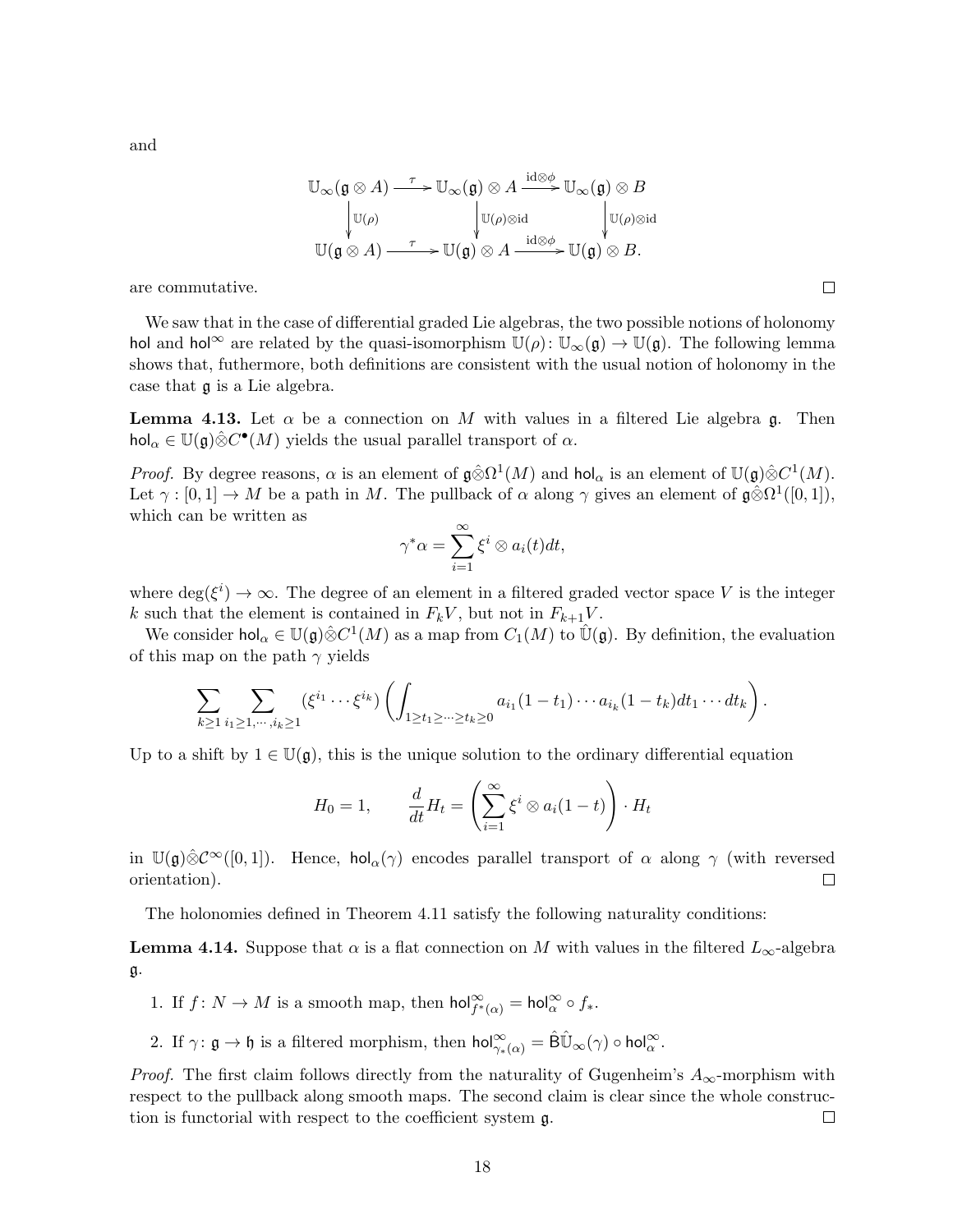and

$$
\begin{array}{ccccc}
\mathbb{U}_\infty(\mathfrak{g}\otimes A) & \xrightarrow{\tau} & \mathbb{U}_\infty(\mathfrak{g})\otimes A & \xrightarrow{\mathrm{id}\otimes\phi} & \mathbb{U}_\infty(\mathfrak{g})\otimes B \\
\downarrow{\scriptstyle \mathbb{U}(\rho)} & & \downarrow{\scriptstyle \mathbb{U}(\rho)\otimes\mathrm{id}} & & \downarrow{\scriptstyle \mathbb{U}(\rho)\otimes\mathrm{id}} \\
\mathbb{U}(\mathfrak{g}\otimes A) & \xrightarrow{\tau} & \mathbb{U}(\mathfrak{g})\otimes A & \xrightarrow{\mathrm{id}\otimes\phi} & \mathbb{U}(\mathfrak{g})\otimes B.
\end{array}
$$

are commutative. □

We saw that in the case of differential graded Lie algebras, the two possible notions of holonomy $\mathsf{hol}$ and $\mathsf{hol}^\infty$ are related by the quasi-isomorphism $\mathbb{U}(\rho)\colon \mathbb{U}_\infty(\mathfrak{g}) \to \mathbb{U}(\mathfrak{g})$. The following lemma shows that, futhermore, both definitions are consistent with the usual notion of holonomy in the case that $\mathfrak{g}$ is a Lie algebra.

**Lemma 4.13.** Let $\alpha$ be a connection on $M$ with values in a filtered Lie algebra $\mathfrak{g}$. Then $\mathsf{hol}_\alpha \in \mathbb{U}(\mathfrak{g})\hat{\otimes}C^\bullet(M)$ yields the usual parallel transport of $\alpha$.

*Proof.* By degree reasons, $\alpha$ is an element of $\mathfrak{g}\hat{\otimes}\Omega^1(M)$ and $\mathsf{hol}_\alpha$ is an element of $\mathbb{U}(\mathfrak{g})\hat{\otimes}C^1(M)$. Let $\gamma : [0,1] \to M$ be a path in $M$. The pullback of $\alpha$ along $\gamma$ gives an element of $\mathfrak{g}\hat{\otimes}\Omega^1([0,1])$, which can be written as

$$\gamma^*\alpha = \sum_{i=1}^{\infty} \xi^i \otimes a_i(t)dt,$$

where $\deg(\xi^i) \to \infty$. The degree of an element in a filtered graded vector space $V$ is the integer $k$ such that the element is contained in $F_kV$, but not in $F_{k+1}V$.

We consider $\mathsf{hol}_\alpha \in \mathbb{U}(\mathfrak{g})\hat{\otimes}C^1(M)$ as a map from $C_1(M)$ to $\hat{\mathbb{U}}(\mathfrak{g})$. By definition, the evaluation of this map on the path $\gamma$ yields

$$\sum_{k\geq 1}\sum_{i_1\geq 1,\cdots,i_k\geq 1} (\xi^{i_1}\cdots\xi^{i_k}) \left(\int_{1\geq t_1\geq\cdots\geq t_k\geq 0} a_{i_1}(1-t_1)\cdots a_{i_k}(1-t_k)dt_1\cdots dt_k\right).$$

Up to a shift by $1 \in \mathbb{U}(\mathfrak{g})$, this is the unique solution to the ordinary differential equation

$$H_0 = 1, \qquad \frac{d}{dt}H_t = \left(\sum_{i=1}^{\infty} \xi^i \otimes a_i(1-t)\right)\cdot H_t$$

in $\mathbb{U}(\mathfrak{g})\hat{\otimes}\mathcal{C}^\infty([0,1])$. Hence, $\mathsf{hol}_\alpha(\gamma)$ encodes parallel transport of $\alpha$ along $\gamma$ (with reversed orientation). □

The holonomies defined in Theorem 4.11 satisfy the following naturality conditions:

**Lemma 4.14.** Suppose that $\alpha$ is a flat connection on $M$ with values in the filtered $L_\infty$-algebra $\mathfrak{g}$.

1. If $f\colon N \to M$ is a smooth map, then $\mathsf{hol}^\infty_{f^*(\alpha)} = \mathsf{hol}^\infty_\alpha \circ f_*$.
2. If $\gamma\colon \mathfrak{g} \to \mathfrak{h}$ is a filtered morphism, then $\mathsf{hol}^\infty_{\gamma_*(\alpha)} = \hat{\mathsf{B}}\hat{\mathbb{U}}_\infty(\gamma)\circ\mathsf{hol}^\infty_\alpha$.

*Proof.* The first claim follows directly from the naturality of Gugenheim's $A_\infty$-morphism with respect to the pullback along smooth maps. The second claim is clear since the whole construction is functorial with respect to the coefficient system $\mathfrak{g}$. □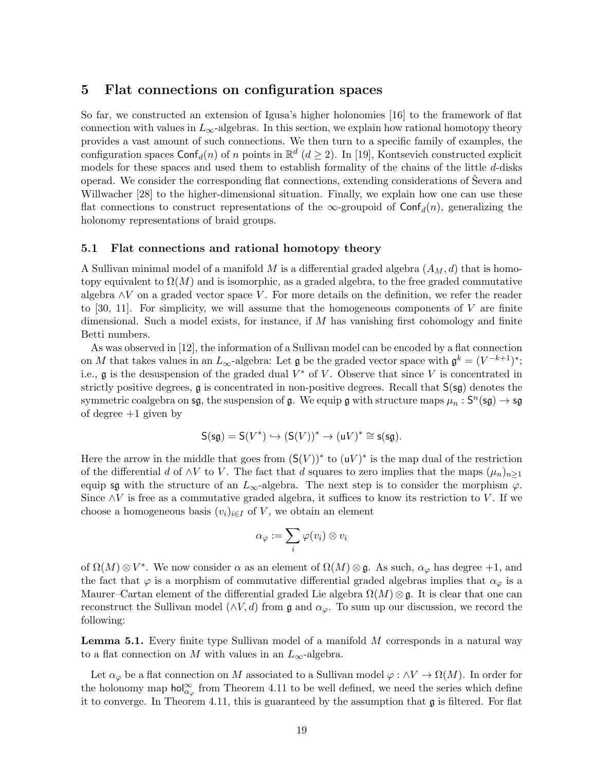## 5 Flat connections on configuration spaces

So far, we constructed an extension of Igusa's higher holonomies [16] to the framework of flat connection with values in $L_\infty$-algebras. In this section, we explain how rational homotopy theory provides a vast amount of such connections. We then turn to a specific family of examples, the configuration spaces $\mathsf{Conf}_d(n)$ of $n$ points in $\mathbb{R}^d$ ($d \geq 2$). In [19], Kontsevich constructed explicit models for these spaces and used them to establish formality of the chains of the little $d$-disks operad. We consider the corresponding flat connections, extending considerations of Ševera and Willwacher [28] to the higher-dimensional situation. Finally, we explain how one can use these flat connections to construct representations of the $\infty$-groupoid of $\mathsf{Conf}_d(n)$, generalizing the holonomy representations of braid groups.

### 5.1 Flat connections and rational homotopy theory

A Sullivan minimal model of a manifold $M$ is a differential graded algebra $(A_M, d)$ that is homotopy equivalent to $\Omega(M)$ and is isomorphic, as a graded algebra, to the free graded commutative algebra $\wedge V$ on a graded vector space $V$. For more details on the definition, we refer the reader to [30, 11]. For simplicity, we will assume that the homogeneous components of $V$ are finite dimensional. Such a model exists, for instance, if $M$ has vanishing first cohomology and finite Betti numbers.

As was observed in [12], the information of a Sullivan model can be encoded by a flat connection on $M$ that takes values in an $L_\infty$-algebra: Let $\mathfrak{g}$ be the graded vector space with $\mathfrak{g}^k = (V^{-k+1})^*$; i.e., $\mathfrak{g}$ is the desuspension of the graded dual $V^*$ of $V$. Observe that since $V$ is concentrated in strictly positive degrees, $\mathfrak{g}$ is concentrated in non-positive degrees. Recall that $\mathsf{S}(\mathsf{s}\mathfrak{g})$ denotes the symmetric coalgebra on $\mathsf{s}\mathfrak{g}$, the suspension of $\mathfrak{g}$. We equip $\mathfrak{g}$ with structure maps $\mu_n : \mathsf{S}^n(\mathsf{s}\mathfrak{g}) \to \mathsf{s}\mathfrak{g}$ of degree $+1$ given by

$$\mathsf{S}(\mathsf{s}\mathfrak{g}) = \mathsf{S}(V^*) \hookrightarrow (\mathsf{S}(V))^* \to (\mathsf{u}V)^* \cong \mathsf{s}(\mathsf{s}\mathfrak{g}).$$

Here the arrow in the middle that goes from $(\mathsf{S}(V))^*$ to $(\mathsf{u}V)^*$ is the map dual of the restriction of the differential $d$ of $\wedge V$ to $V$. The fact that $d$ squares to zero implies that the maps $(\mu_n)_{n\geq 1}$ equip $\mathsf{s}\mathfrak{g}$ with the structure of an $L_\infty$-algebra. The next step is to consider the morphism $\varphi$. Since $\wedge V$ is free as a commutative graded algebra, it suffices to know its restriction to $V$. If we choose a homogeneous basis $(v_i)_{i\in I}$ of $V$, we obtain an element

$$\alpha_\varphi := \sum_i \varphi(v_i) \otimes v_i$$

of $\Omega(M) \otimes V^*$. We now consider $\alpha$ as an element of $\Omega(M) \otimes \mathfrak{g}$. As such, $\alpha_\varphi$ has degree $+1$, and the fact that $\varphi$ is a morphism of commutative differential graded algebras implies that $\alpha_\varphi$ is a Maurer–Cartan element of the differential graded Lie algebra $\Omega(M) \otimes \mathfrak{g}$. It is clear that one can reconstruct the Sullivan model $(\wedge V, d)$ from $\mathfrak{g}$ and $\alpha_\varphi$. To sum up our discussion, we record the following:

**Lemma 5.1.** *Every finite type Sullivan model of a manifold $M$ corresponds in a natural way to a flat connection on $M$ with values in an $L_\infty$-algebra.*

Let $\alpha_\varphi$ be a flat connection on $M$ associated to a Sullivan model $\varphi : \wedge V \to \Omega(M)$. In order for the holonomy map $\mathsf{hol}^\infty_{\alpha_\varphi}$ from Theorem 4.11 to be well defined, we need the series which define it to converge. In Theorem 4.11, this is guaranteed by the assumption that $\mathfrak{g}$ is filtered. For flat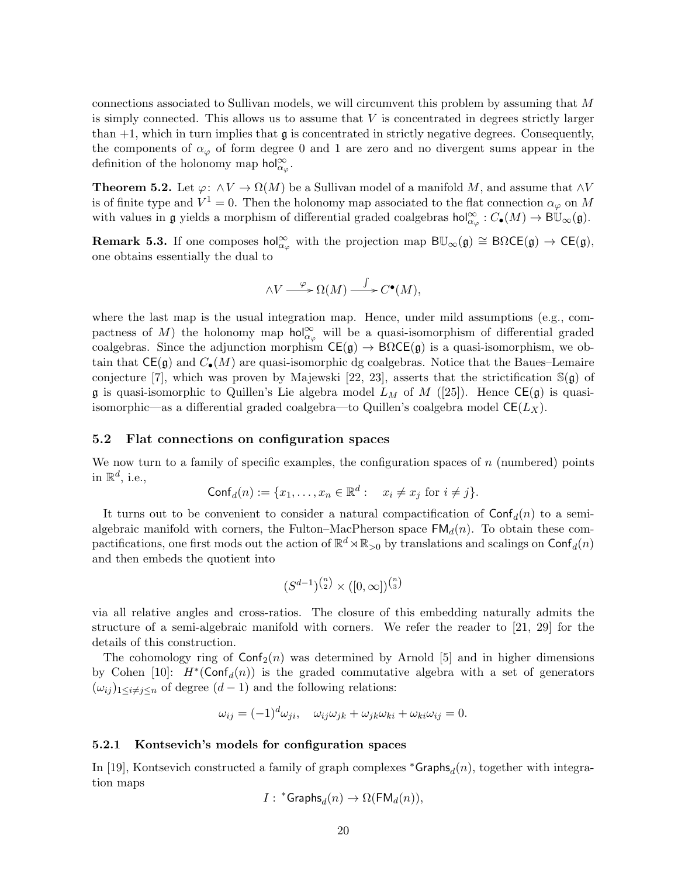connections associated to Sullivan models, we will circumvent this problem by assuming that $M$ is simply connected. This allows us to assume that $V$ is concentrated in degrees strictly larger than $+1$, which in turn implies that $\mathfrak{g}$ is concentrated in strictly negative degrees. Consequently, the components of $\alpha_\varphi$ of form degree 0 and 1 are zero and no divergent sums appear in the definition of the holonomy map $\mathsf{hol}^\infty_{\alpha_\varphi}$.

**Theorem 5.2.** Let $\varphi\colon \wedge V \to \Omega(M)$ be a Sullivan model of a manifold $M$, and assume that $\wedge V$ is of finite type and $V^1 = 0$. Then the holonomy map associated to the flat connection $\alpha_\varphi$ on $M$ with values in $\mathfrak{g}$ yields a morphism of differential graded coalgebras $\mathsf{hol}^\infty_{\alpha_\varphi} : C_\bullet(M) \to \mathsf{B}\mathbb{U}_\infty(\mathfrak{g})$.

**Remark 5.3.** If one composes $\mathsf{hol}^\infty_{\alpha_\varphi}$ with the projection map $\mathsf{B}\mathbb{U}_\infty(\mathfrak{g}) \cong \mathsf{B}\Omega\mathsf{CE}(\mathfrak{g}) \to \mathsf{CE}(\mathfrak{g})$, one obtains essentially the dual to

$$\wedge V \xrightarrow{\varphi} \Omega(M) \xrightarrow{\int} C^\bullet(M),$$

where the last map is the usual integration map. Hence, under mild assumptions (e.g., compactness of $M$) the holonomy map $\mathsf{hol}^\infty_{\alpha_\varphi}$ will be a quasi-isomorphism of differential graded coalgebras. Since the adjunction morphism $\mathsf{CE}(\mathfrak{g}) \to \mathsf{B}\Omega\mathsf{CE}(\mathfrak{g})$ is a quasi-isomorphism, we obtain that $\mathsf{CE}(\mathfrak{g})$ and $C_\bullet(M)$ are quasi-isomorphic dg coalgebras. Notice that the Baues–Lemaire conjecture [7], which was proven by Majewski [22, 23], asserts that the strictification $\mathbb{S}(\mathfrak{g})$ of $\mathfrak{g}$ is quasi-isomorphic to Quillen's Lie algebra model $L_M$ of $M$ ([25]). Hence $\mathsf{CE}(\mathfrak{g})$ is quasi-isomorphic—as a differential graded coalgebra—to Quillen's coalgebra model $\mathsf{CE}(L_X)$.

### 5.2 Flat connections on configuration spaces

We now turn to a family of specific examples, the configuration spaces of $n$ (numbered) points in $\mathbb{R}^d$, i.e.,

$$\mathsf{Conf}_d(n) := \{x_1, \dots, x_n \in \mathbb{R}^d : \quad x_i \neq x_j \text{ for } i \neq j\}.$$

It turns out to be convenient to consider a natural compactification of $\mathsf{Conf}_d(n)$ to a semi-algebraic manifold with corners, the Fulton–MacPherson space $\mathsf{FM}_d(n)$. To obtain these compactifications, one first mods out the action of $\mathbb{R}^d \rtimes \mathbb{R}_{>0}$ by translations and scalings on $\mathsf{Conf}_d(n)$ and then embeds the quotient into

$$(S^{d-1})^{\binom{n}{2}} \times ([0,\infty])^{\binom{n}{3}}$$

via all relative angles and cross-ratios. The closure of this embedding naturally admits the structure of a semi-algebraic manifold with corners. We refer the reader to [21, 29] for the details of this construction.

The cohomology ring of $\mathsf{Conf}_2(n)$ was determined by Arnold [5] and in higher dimensions by Cohen [10]: $H^*(\mathsf{Conf}_d(n))$ is the graded commutative algebra with a set of generators $(\omega_{ij})_{1\leq i\neq j\leq n}$ of degree $(d-1)$ and the following relations:

$$\omega_{ij} = (-1)^d \omega_{ji}, \quad \omega_{ij}\omega_{jk} + \omega_{jk}\omega_{ki} + \omega_{ki}\omega_{ij} = 0.$$

#### 5.2.1 Kontsevich's models for configuration spaces

In [19], Kontsevich constructed a family of graph complexes ${}^*\mathsf{Graphs}_d(n)$, together with integration maps

$$I : {}^*\mathsf{Graphs}_d(n) \to \Omega(\mathsf{FM}_d(n)),$$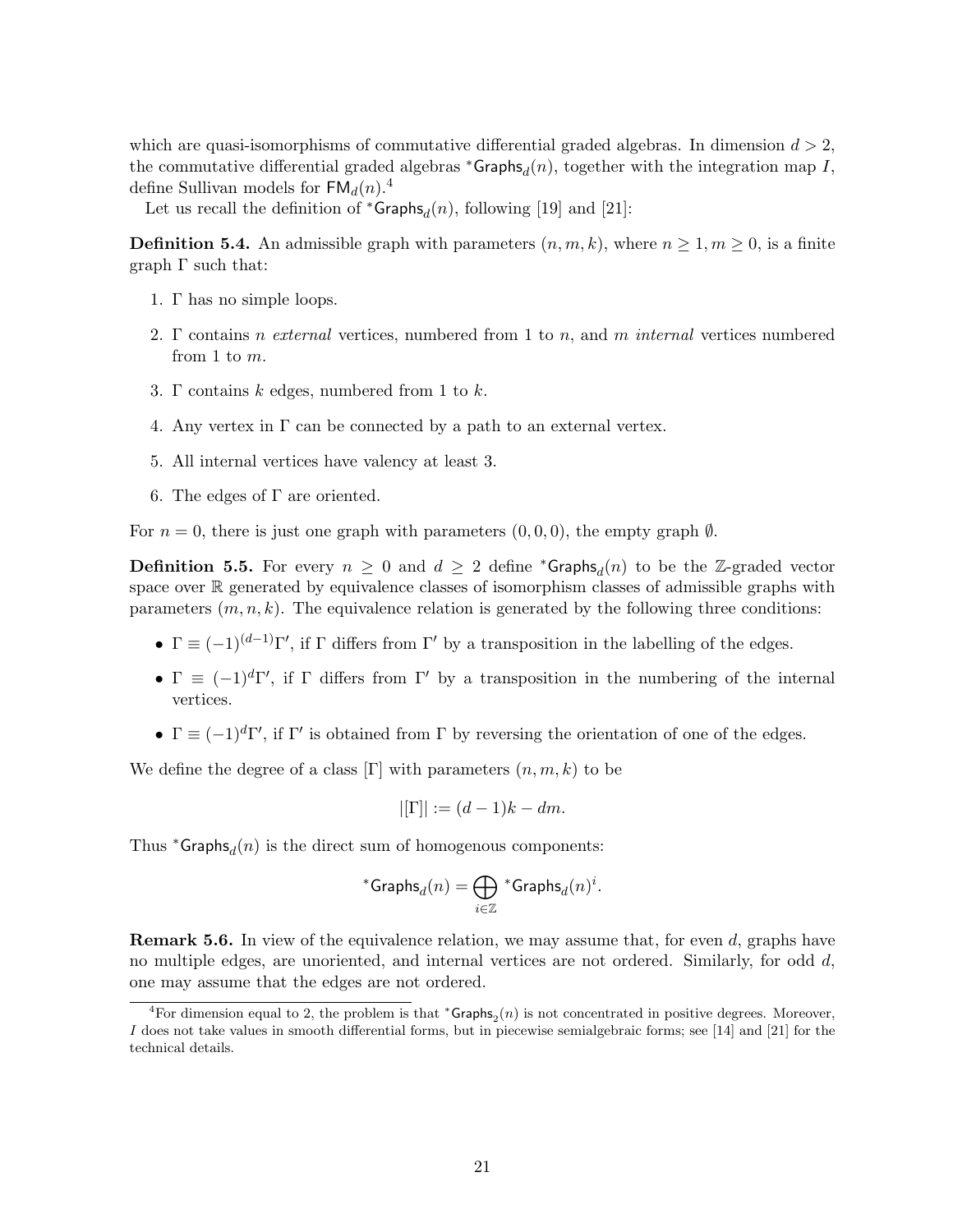which are quasi-isomorphisms of commutative differential graded algebras. In dimension $d > 2$, the commutative differential graded algebras ${}^*\mathsf{Graphs}_d(n)$, together with the integration map $I$, define Sullivan models for $\mathsf{FM}_d(n)$.[4]

Let us recall the definition of ${}^*\mathsf{Graphs}_d(n)$, following [19] and [21]:

**Definition 5.4.** An admissible graph with parameters $(n, m, k)$, where $n \geq 1, m \geq 0$, is a finite graph $\Gamma$ such that:

1. $\Gamma$ has no simple loops.
2. $\Gamma$ contains $n$ *external* vertices, numbered from 1 to $n$, and $m$ *internal* vertices numbered from 1 to $m$.
3. $\Gamma$ contains $k$ edges, numbered from 1 to $k$.
4. Any vertex in $\Gamma$ can be connected by a path to an external vertex.
5. All internal vertices have valency at least 3.
6. The edges of $\Gamma$ are oriented.

For $n = 0$, there is just one graph with parameters $(0, 0, 0)$, the empty graph $\emptyset$.

**Definition 5.5.** For every $n \geq 0$ and $d \geq 2$ define ${}^*\mathsf{Graphs}_d(n)$ to be the $\mathbb{Z}$-graded vector space over $\mathbb{R}$ generated by equivalence classes of isomorphism classes of admissible graphs with parameters $(m, n, k)$. The equivalence relation is generated by the following three conditions:

- $\Gamma \equiv (-1)^{(d-1)}\Gamma'$, if $\Gamma$ differs from $\Gamma'$ by a transposition in the labelling of the edges.
- $\Gamma \equiv (-1)^d\Gamma'$, if $\Gamma$ differs from $\Gamma'$ by a transposition in the numbering of the internal vertices.
- $\Gamma \equiv (-1)^d\Gamma'$, if $\Gamma'$ is obtained from $\Gamma$ by reversing the orientation of one of the edges.

We define the degree of a class $[\Gamma]$ with parameters $(n, m, k)$ to be

$$|[\Gamma]| := (d-1)k - dm.$$

Thus ${}^*\mathsf{Graphs}_d(n)$ is the direct sum of homogenous components:

$${}^*\mathsf{Graphs}_d(n) = \bigoplus_{i \in \mathbb{Z}} {}^*\mathsf{Graphs}_d(n)^i.$$

**Remark 5.6.** In view of the equivalence relation, we may assume that, for even $d$, graphs have no multiple edges, are unoriented, and internal vertices are not ordered. Similarly, for odd $d$, one may assume that the edges are not ordered.

[4] For dimension equal to 2, the problem is that ${}^*\mathsf{Graphs}_2(n)$ is not concentrated in positive degrees. Moreover, $I$ does not take values in smooth differential forms, but in piecewise semialgebraic forms; see [14] and [21] for the technical details.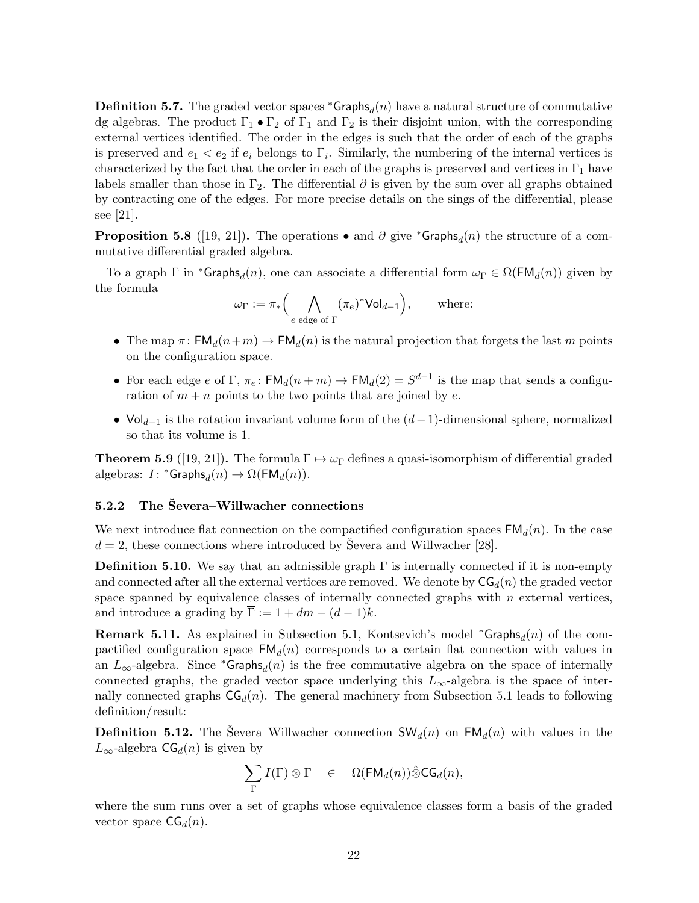**Definition 5.7.** The graded vector spaces ${}^*\mathsf{Graphs}_d(n)$ have a natural structure of commutative dg algebras. The product $\Gamma_1 \bullet \Gamma_2$ of $\Gamma_1$ and $\Gamma_2$ is their disjoint union, with the corresponding external vertices identified. The order in the edges is such that the order of each of the graphs is preserved and $e_1 < e_2$ if $e_i$ belongs to $\Gamma_i$. Similarly, the numbering of the internal vertices is characterized by the fact that the order in each of the graphs is preserved and vertices in $\Gamma_1$ have labels smaller than those in $\Gamma_2$. The differential $\partial$ is given by the sum over all graphs obtained by contracting one of the edges. For more precise details on the sings of the differential, please see [21].

**Proposition 5.8** ([19, 21])**.** The operations $\bullet$ and $\partial$ give ${}^*\mathsf{Graphs}_d(n)$ the structure of a commutative differential graded algebra.

To a graph $\Gamma$ in ${}^*\mathsf{Graphs}_d(n)$, one can associate a differential form $\omega_\Gamma \in \Omega(\mathsf{FM}_d(n))$ given by the formula

$$\omega_\Gamma := \pi_*\Big( \bigwedge_{e \text{ edge of } \Gamma} (\pi_e)^* \mathsf{Vol}_{d-1} \Big), \qquad \text{where:}$$

- The map $\pi\colon \mathsf{FM}_d(n+m) \to \mathsf{FM}_d(n)$ is the natural projection that forgets the last $m$ points on the configuration space.
- For each edge $e$ of $\Gamma$, $\pi_e\colon \mathsf{FM}_d(n+m) \to \mathsf{FM}_d(2) = S^{d-1}$ is the map that sends a configuration of $m+n$ points to the two points that are joined by $e$.
- $\mathsf{Vol}_{d-1}$ is the rotation invariant volume form of the $(d-1)$-dimensional sphere, normalized so that its volume is 1.

**Theorem 5.9** ([19, 21])**.** The formula $\Gamma \mapsto \omega_\Gamma$ defines a quasi-isomorphism of differential graded algebras: $I\colon {}^*\mathsf{Graphs}_d(n) \to \Omega(\mathsf{FM}_d(n))$.

### 5.2.2 The Ševera–Willwacher connections

We next introduce flat connection on the compactified configuration spaces $\mathsf{FM}_d(n)$. In the case $d = 2$, these connections where introduced by Ševera and Willwacher [28].

**Definition 5.10.** We say that an admissible graph $\Gamma$ is internally connected if it is non-empty and connected after all the external vertices are removed. We denote by $\mathsf{CG}_d(n)$ the graded vector space spanned by equivalence classes of internally connected graphs with $n$ external vertices, and introduce a grading by $\overline{\Gamma} := 1 + dm - (d-1)k$.

**Remark 5.11.** As explained in Subsection 5.1, Kontsevich's model ${}^*\mathsf{Graphs}_d(n)$ of the compactified configuration space $\mathsf{FM}_d(n)$ corresponds to a certain flat connection with values in an $L_\infty$-algebra. Since ${}^*\mathsf{Graphs}_d(n)$ is the free commutative algebra on the space of internally connected graphs, the graded vector space underlying this $L_\infty$-algebra is the space of internally connected graphs $\mathsf{CG}_d(n)$. The general machinery from Subsection 5.1 leads to following definition/result:

**Definition 5.12.** The Ševera–Willwacher connection $\mathsf{SW}_d(n)$ on $\mathsf{FM}_d(n)$ with values in the $L_\infty$-algebra $\mathsf{CG}_d(n)$ is given by

$$\sum_\Gamma I(\Gamma) \otimes \Gamma \quad \in \quad \Omega(\mathsf{FM}_d(n)) \hat{\otimes} \mathsf{CG}_d(n),$$

where the sum runs over a set of graphs whose equivalence classes form a basis of the graded vector space $\mathsf{CG}_d(n)$.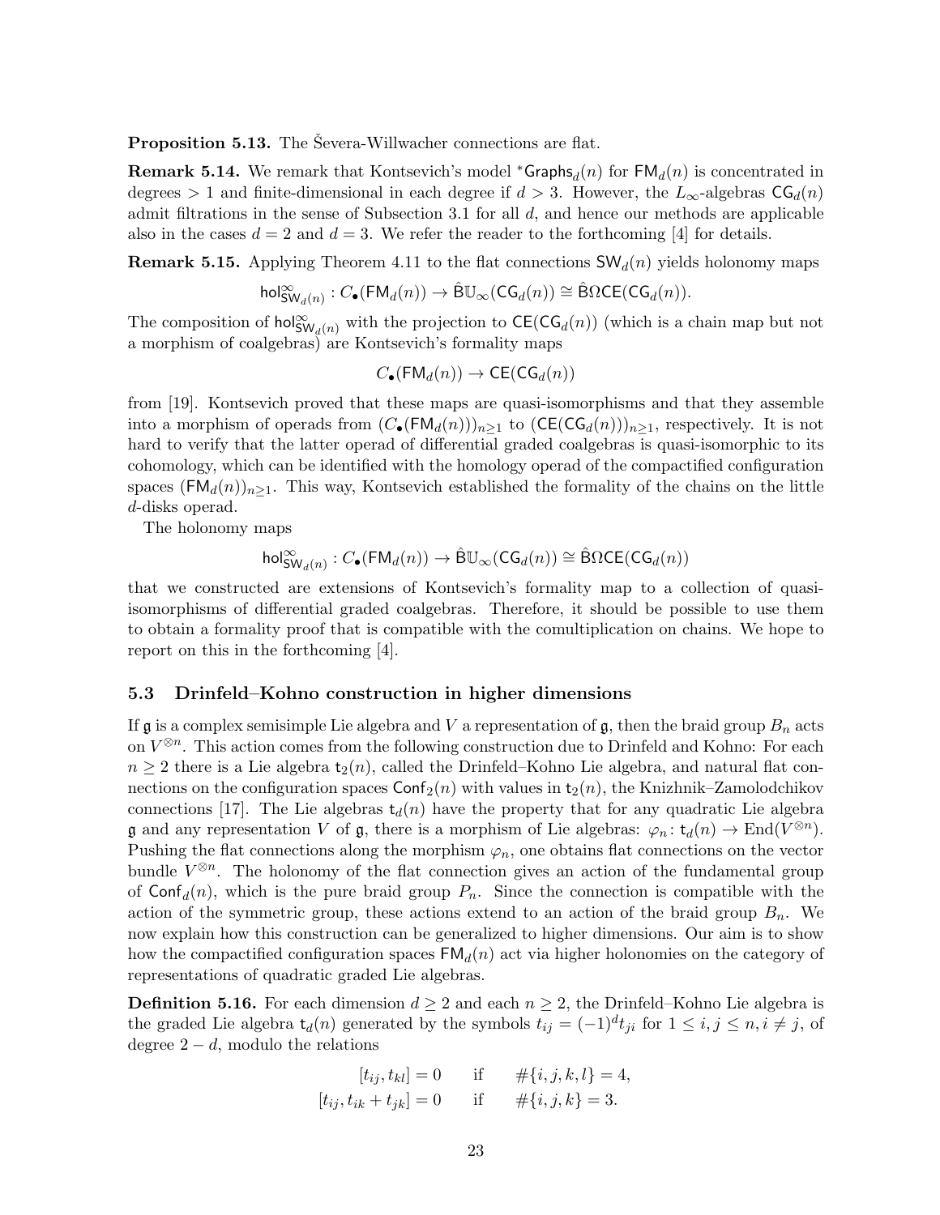**Proposition 5.13.** The Ševera-Willwacher connections are flat.

**Remark 5.14.** We remark that Kontsevich's model ${}^*\mathsf{Graphs}_d(n)$ for $\mathsf{FM}_d(n)$ is concentrated in degrees $> 1$ and finite-dimensional in each degree if $d > 3$. However, the $L_\infty$-algebras $\mathsf{CG}_d(n)$ admit filtrations in the sense of Subsection 3.1 for all $d$, and hence our methods are applicable also in the cases $d = 2$ and $d = 3$. We refer the reader to the forthcoming [4] for details.

**Remark 5.15.** Applying Theorem 4.11 to the flat connections $\mathsf{SW}_d(n)$ yields holonomy maps

$$\mathsf{hol}^\infty_{\mathsf{SW}_d(n)} : C_\bullet(\mathsf{FM}_d(n)) \to \hat{\mathsf{B}}\mathbb{U}_\infty(\mathsf{CG}_d(n)) \cong \hat{\mathsf{B}}\Omega\mathsf{CE}(\mathsf{CG}_d(n)).$$

The composition of $\mathsf{hol}^\infty_{\mathsf{SW}_d(n)}$ with the projection to $\mathsf{CE}(\mathsf{CG}_d(n))$ (which is a chain map but not a morphism of coalgebras) are Kontsevich's formality maps

$$C_\bullet(\mathsf{FM}_d(n)) \to \mathsf{CE}(\mathsf{CG}_d(n))$$

from [19]. Kontsevich proved that these maps are quasi-isomorphisms and that they assemble into a morphism of operads from $(C_\bullet(\mathsf{FM}_d(n)))_{n\geq 1}$ to $(\mathsf{CE}(\mathsf{CG}_d(n)))_{n\geq 1}$, respectively. It is not hard to verify that the latter operad of differential graded coalgebras is quasi-isomorphic to its cohomology, which can be identified with the homology operad of the compactified configuration spaces $(\mathsf{FM}_d(n))_{n\geq 1}$. This way, Kontsevich established the formality of the chains on the little $d$-disks operad.

The holonomy maps

$$\mathsf{hol}^\infty_{\mathsf{SW}_d(n)} : C_\bullet(\mathsf{FM}_d(n)) \to \hat{\mathsf{B}}\mathbb{U}_\infty(\mathsf{CG}_d(n)) \cong \hat{\mathsf{B}}\Omega\mathsf{CE}(\mathsf{CG}_d(n))$$

that we constructed are extensions of Kontsevich's formality map to a collection of quasi-isomorphisms of differential graded coalgebras. Therefore, it should be possible to use them to obtain a formality proof that is compatible with the comultiplication on chains. We hope to report on this in the forthcoming [4].

### 5.3 Drinfeld–Kohno construction in higher dimensions

If $\mathfrak{g}$ is a complex semisimple Lie algebra and $V$ a representation of $\mathfrak{g}$, then the braid group $B_n$ acts on $V^{\otimes n}$. This action comes from the following construction due to Drinfeld and Kohno: For each $n \geq 2$ there is a Lie algebra $\mathfrak{t}_2(n)$, called the Drinfeld–Kohno Lie algebra, and natural flat connections on the configuration spaces $\mathsf{Conf}_2(n)$ with values in $\mathfrak{t}_2(n)$, the Knizhnik–Zamolodchikov connections [17]. The Lie algebras $\mathfrak{t}_d(n)$ have the property that for any quadratic Lie algebra $\mathfrak{g}$ and any representation $V$ of $\mathfrak{g}$, there is a morphism of Lie algebras: $\varphi_n \colon \mathfrak{t}_d(n) \to \mathrm{End}(V^{\otimes n})$. Pushing the flat connections along the morphism $\varphi_n$, one obtains flat connections on the vector bundle $V^{\otimes n}$. The holonomy of the flat connection gives an action of the fundamental group of $\mathsf{Conf}_d(n)$, which is the pure braid group $P_n$. Since the connection is compatible with the action of the symmetric group, these actions extend to an action of the braid group $B_n$. We now explain how this construction can be generalized to higher dimensions. Our aim is to show how the compactified configuration spaces $\mathsf{FM}_d(n)$ act via higher holonomies on the category of representations of quadratic graded Lie algebras.

**Definition 5.16.** For each dimension $d \geq 2$ and each $n \geq 2$, the Drinfeld–Kohno Lie algebra is the graded Lie algebra $\mathfrak{t}_d(n)$ generated by the symbols $t_{ij} = (-1)^d t_{ji}$ for $1 \leq i, j \leq n, i \neq j$, of degree $2 - d$, modulo the relations

$$\begin{aligned} [t_{ij}, t_{kl}] &= 0 \qquad \text{if} \qquad \#\{i,j,k,l\} = 4, \\ [t_{ij}, t_{ik} + t_{jk}] &= 0 \qquad \text{if} \qquad \#\{i,j,k\} = 3. \end{aligned}$$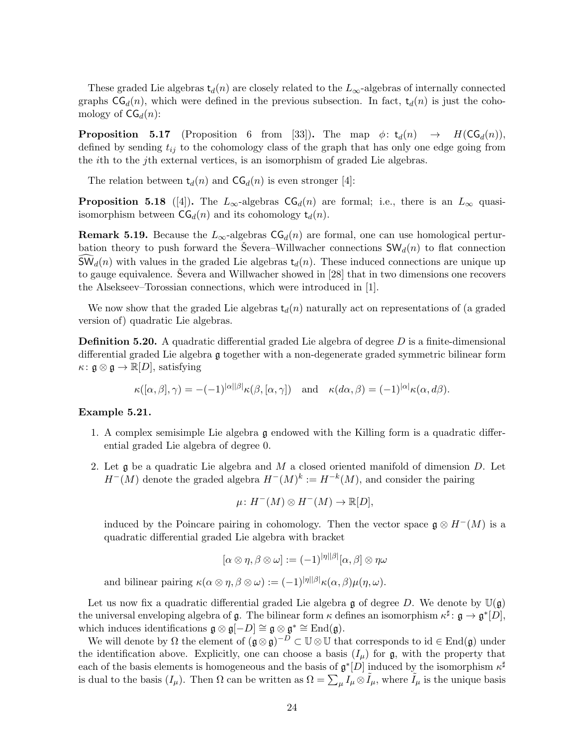These graded Lie algebras $\mathsf{t}_d(n)$ are closely related to the $L_\infty$-algebras of internally connected graphs $\mathsf{CG}_d(n)$, which were defined in the previous subsection. In fact, $\mathsf{t}_d(n)$ is just the cohomology of $\mathsf{CG}_d(n)$:

**Proposition 5.17** (Proposition 6 from [33])**.** The map $\phi\colon \mathsf{t}_d(n) \to H(\mathsf{CG}_d(n))$, defined by sending $t_{ij}$ to the cohomology class of the graph that has only one edge going from the $i$th to the $j$th external vertices, is an isomorphism of graded Lie algebras.

The relation between $\mathsf{t}_d(n)$ and $\mathsf{CG}_d(n)$ is even stronger [4]:

**Proposition 5.18** ([4])**.** The $L_\infty$-algebras $\mathsf{CG}_d(n)$ are formal; i.e., there is an $L_\infty$ quasi-isomorphism between $\mathsf{CG}_d(n)$ and its cohomology $\mathsf{t}_d(n)$.

**Remark 5.19.** Because the $L_\infty$-algebras $\mathsf{CG}_d(n)$ are formal, one can use homological perturbation theory to push forward the Ševera–Willwacher connections $\mathsf{SW}_d(n)$ to flat connection $\widehat{\mathsf{SW}}_d(n)$ with values in the graded Lie algebras $\mathsf{t}_d(n)$. These induced connections are unique up to gauge equivalence. Ševera and Willwacher showed in [28] that in two dimensions one recovers the Alsekseev–Torossian connections, which were introduced in [1].

We now show that the graded Lie algebras $\mathsf{t}_d(n)$ naturally act on representations of (a graded version of) quadratic Lie algebras.

**Definition 5.20.** A quadratic differential graded Lie algebra of degree $D$ is a finite-dimensional differential graded Lie algebra $\mathfrak{g}$ together with a non-degenerate graded symmetric bilinear form $\kappa\colon \mathfrak{g}\otimes\mathfrak{g} \to \mathbb{R}[D]$, satisfying

$$\kappa([\alpha,\beta],\gamma) = -(-1)^{|\alpha||\beta|}\kappa(\beta,[\alpha,\gamma]) \quad \text{and} \quad \kappa(d\alpha,\beta) = (-1)^{|\alpha|}\kappa(\alpha,d\beta).$$

**Example 5.21.**

1. A complex semisimple Lie algebra $\mathfrak{g}$ endowed with the Killing form is a quadratic differential graded Lie algebra of degree 0.

2. Let $\mathfrak{g}$ be a quadratic Lie algebra and $M$ a closed oriented manifold of dimension $D$. Let $H^-(M)$ denote the graded algebra $H^-(M)^k := H^{-k}(M)$, and consider the pairing

$$\mu\colon H^-(M)\otimes H^-(M) \to \mathbb{R}[D],$$

induced by the Poincare pairing in cohomology. Then the vector space $\mathfrak{g}\otimes H^-(M)$ is a quadratic differential graded Lie algebra with bracket

$$[\alpha\otimes\eta, \beta\otimes\omega] := (-1)^{|\eta||\beta|}[\alpha,\beta]\otimes\eta\omega$$

and bilinear pairing $\kappa(\alpha\otimes\eta,\beta\otimes\omega) := (-1)^{|\eta||\beta|}\kappa(\alpha,\beta)\mu(\eta,\omega)$.

Let us now fix a quadratic differential graded Lie algebra $\mathfrak{g}$ of degree $D$. We denote by $\mathbb{U}(\mathfrak{g})$ the universal enveloping algebra of $\mathfrak{g}$. The bilinear form $\kappa$ defines an isomorphism $\kappa^\sharp\colon \mathfrak{g}\to\mathfrak{g}^*[D]$, which induces identifications $\mathfrak{g}\otimes\mathfrak{g}[-D] \cong \mathfrak{g}\otimes\mathfrak{g}^* \cong \mathrm{End}(\mathfrak{g})$.

We will denote by $\Omega$ the element of $(\mathfrak{g}\otimes\mathfrak{g})^{-D} \subset \mathbb{U}\otimes\mathbb{U}$ that corresponds to $\mathrm{id}\in\mathrm{End}(\mathfrak{g})$ under the identification above. Explicitly, one can choose a basis $(I_\mu)$ for $\mathfrak{g}$, with the property that each of the basis elements is homogeneous and the basis of $\mathfrak{g}^*[D]$ induced by the isomorphism $\kappa^\sharp$ is dual to the basis $(I_\mu)$. Then $\Omega$ can be written as $\Omega = \sum_\mu I_\mu\otimes\tilde{I}_\mu$, where $\tilde{I}_\mu$ is the unique basis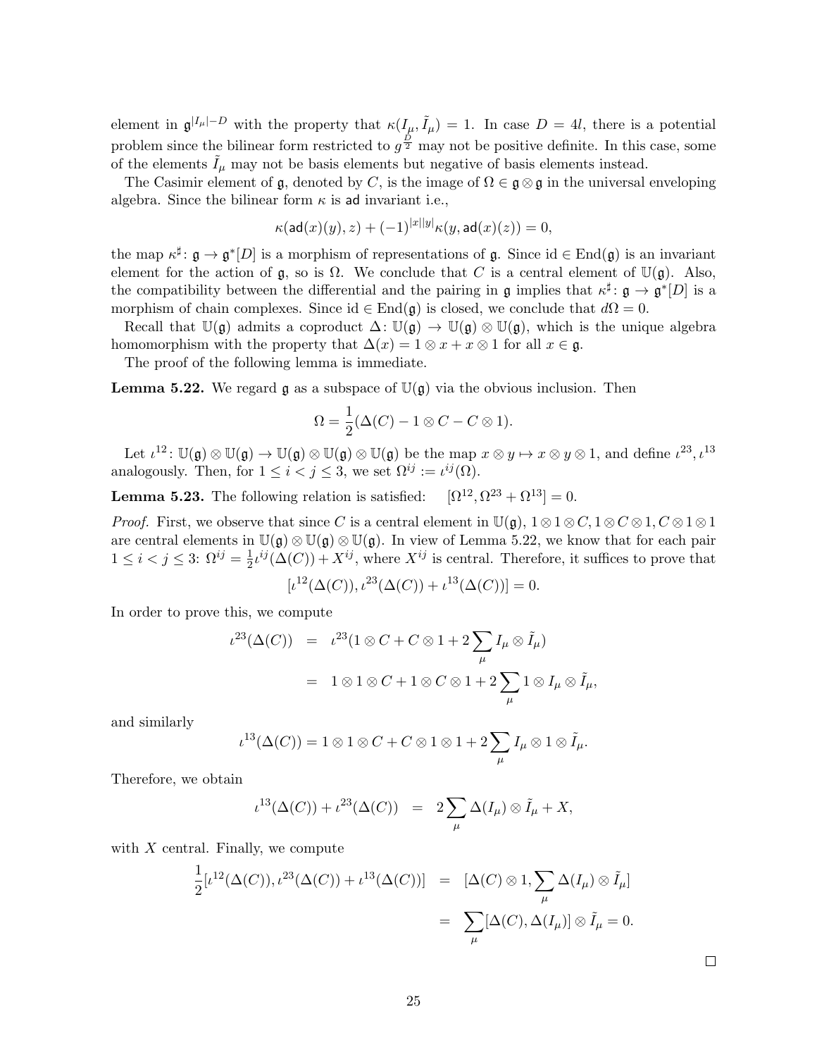element in $\mathfrak{g}^{|I_\mu|-D}$ with the property that $\kappa(I_\mu, \tilde{I}_\mu) = 1$. In case $D = 4l$, there is a potential problem since the bilinear form restricted to $g^{\frac{D}{2}}$ may not be positive definite. In this case, some of the elements $\tilde{I}_\mu$ may not be basis elements but negative of basis elements instead.

The Casimir element of $\mathfrak{g}$, denoted by $C$, is the image of $\Omega \in \mathfrak{g} \otimes \mathfrak{g}$ in the universal enveloping algebra. Since the bilinear form $\kappa$ is $\mathsf{ad}$ invariant i.e.,

$$\kappa(\mathsf{ad}(x)(y), z) + (-1)^{|x||y|}\kappa(y, \mathsf{ad}(x)(z)) = 0,$$

the map $\kappa^\sharp \colon \mathfrak{g} \to \mathfrak{g}^*[D]$ is a morphism of representations of $\mathfrak{g}$. Since $\mathrm{id} \in \mathrm{End}(\mathfrak{g})$ is an invariant element for the action of $\mathfrak{g}$, so is $\Omega$. We conclude that $C$ is a central element of $\mathbb{U}(\mathfrak{g})$. Also, the compatibility between the differential and the pairing in $\mathfrak{g}$ implies that $\kappa^\sharp \colon \mathfrak{g} \to \mathfrak{g}^*[D]$ is a morphism of chain complexes. Since $\mathrm{id} \in \mathrm{End}(\mathfrak{g})$ is closed, we conclude that $d\Omega = 0$.

Recall that $\mathbb{U}(\mathfrak{g})$ admits a coproduct $\Delta \colon \mathbb{U}(\mathfrak{g}) \to \mathbb{U}(\mathfrak{g}) \otimes \mathbb{U}(\mathfrak{g})$, which is the unique algebra homomorphism with the property that $\Delta(x) = 1 \otimes x + x \otimes 1$ for all $x \in \mathfrak{g}$.

The proof of the following lemma is immediate.

**Lemma 5.22.** We regard $\mathfrak{g}$ as a subspace of $\mathbb{U}(\mathfrak{g})$ via the obvious inclusion. Then

$$\Omega = \frac{1}{2}(\Delta(C) - 1 \otimes C - C \otimes 1).$$

Let $\iota^{12} \colon \mathbb{U}(\mathfrak{g}) \otimes \mathbb{U}(\mathfrak{g}) \to \mathbb{U}(\mathfrak{g}) \otimes \mathbb{U}(\mathfrak{g}) \otimes \mathbb{U}(\mathfrak{g})$ be the map $x \otimes y \mapsto x \otimes y \otimes 1$, and define $\iota^{23}, \iota^{13}$ analogously. Then, for $1 \le i < j \le 3$, we set $\Omega^{ij} := \iota^{ij}(\Omega)$.

**Lemma 5.23.** The following relation is satisfied: $\quad [\Omega^{12}, \Omega^{23} + \Omega^{13}] = 0.$

*Proof.* First, we observe that since $C$ is a central element in $\mathbb{U}(\mathfrak{g})$, $1 \otimes 1 \otimes C, 1 \otimes C \otimes 1, C \otimes 1 \otimes 1$ are central elements in $\mathbb{U}(\mathfrak{g}) \otimes \mathbb{U}(\mathfrak{g}) \otimes \mathbb{U}(\mathfrak{g})$. In view of Lemma 5.22, we know that for each pair $1 \le i < j \le 3$: $\Omega^{ij} = \frac{1}{2}\iota^{ij}(\Delta(C)) + X^{ij}$, where $X^{ij}$ is central. Therefore, it suffices to prove that

$$[\iota^{12}(\Delta(C)), \iota^{23}(\Delta(C)) + \iota^{13}(\Delta(C))] = 0.$$

In order to prove this, we compute

$$\begin{aligned} \iota^{23}(\Delta(C)) &= \iota^{23}(1 \otimes C + C \otimes 1 + 2\sum_\mu I_\mu \otimes \tilde{I}_\mu) \\ &= 1 \otimes 1 \otimes C + 1 \otimes C \otimes 1 + 2\sum_\mu 1 \otimes I_\mu \otimes \tilde{I}_\mu, \end{aligned}$$

and similarly

$$\iota^{13}(\Delta(C)) = 1 \otimes 1 \otimes C + C \otimes 1 \otimes 1 + 2\sum_\mu I_\mu \otimes 1 \otimes \tilde{I}_\mu.$$

Therefore, we obtain

$$\iota^{13}(\Delta(C)) + \iota^{23}(\Delta(C)) = 2\sum_\mu \Delta(I_\mu) \otimes \tilde{I}_\mu + X,$$

with $X$ central. Finally, we compute

$$\begin{aligned} \frac{1}{2}[\iota^{12}(\Delta(C)), \iota^{23}(\Delta(C)) + \iota^{13}(\Delta(C))] &= [\Delta(C) \otimes 1, \sum_\mu \Delta(I_\mu) \otimes \tilde{I}_\mu] \\ &= \sum_\mu [\Delta(C), \Delta(I_\mu)] \otimes \tilde{I}_\mu = 0. \end{aligned}$$

$\square$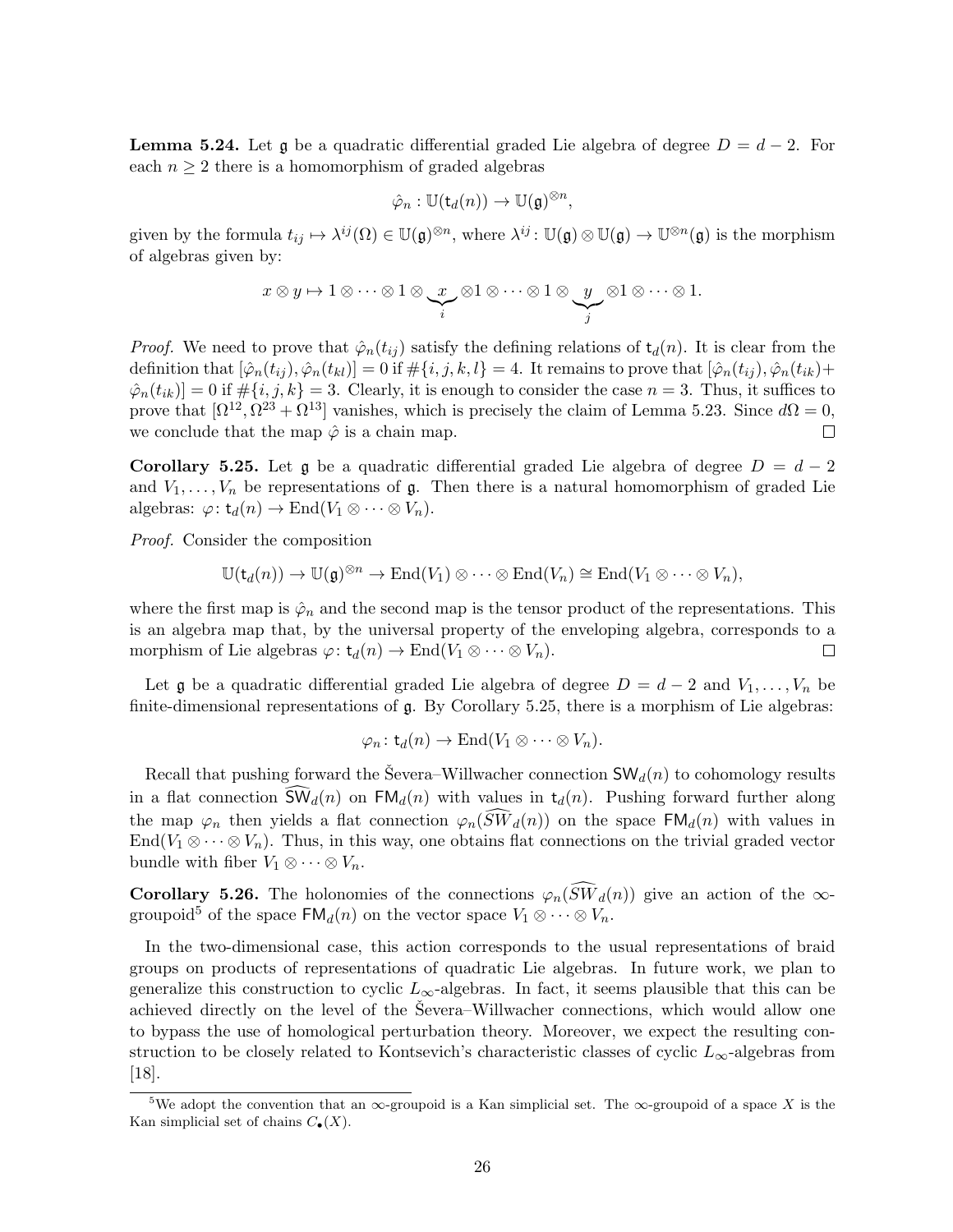**Lemma 5.24.** Let $\mathfrak{g}$ be a quadratic differential graded Lie algebra of degree $D = d-2$. For each $n \geq 2$ there is a homomorphism of graded algebras

$$\hat{\varphi}_n : \mathbb{U}(\mathsf{t}_d(n)) \to \mathbb{U}(\mathfrak{g})^{\otimes n},$$

given by the formula $t_{ij} \mapsto \lambda^{ij}(\Omega) \in \mathbb{U}(\mathfrak{g})^{\otimes n}$, where $\lambda^{ij} \colon \mathbb{U}(\mathfrak{g}) \otimes \mathbb{U}(\mathfrak{g}) \to \mathbb{U}^{\otimes n}(\mathfrak{g})$ is the morphism of algebras given by:

$$x \otimes y \mapsto 1 \otimes \cdots \otimes 1 \otimes \underbrace{x}_{i} \otimes 1 \otimes \cdots \otimes 1 \otimes \underbrace{y}_{j} \otimes 1 \otimes \cdots \otimes 1.$$

*Proof.* We need to prove that $\hat{\varphi}_n(t_{ij})$ satisfy the defining relations of $\mathsf{t}_d(n)$. It is clear from the definition that $[\hat{\varphi}_n(t_{ij}), \hat{\varphi}_n(t_{kl})] = 0$ if $\#\{i,j,k,l\} = 4$. It remains to prove that $[\hat{\varphi}_n(t_{ij}), \hat{\varphi}_n(t_{ik}) + \hat{\varphi}_n(t_{ik})] = 0$ if $\#\{i,j,k\} = 3$. Clearly, it is enough to consider the case $n = 3$. Thus, it suffices to prove that $[\Omega^{12}, \Omega^{23} + \Omega^{13}]$ vanishes, which is precisely the claim of Lemma 5.23. Since $d\Omega = 0$, we conclude that the map $\hat{\varphi}$ is a chain map. □

**Corollary 5.25.** Let $\mathfrak{g}$ be a quadratic differential graded Lie algebra of degree $D = d-2$ and $V_1, \ldots, V_n$ be representations of $\mathfrak{g}$. Then there is a natural homomorphism of graded Lie algebras: $\varphi \colon \mathsf{t}_d(n) \to \mathrm{End}(V_1 \otimes \cdots \otimes V_n)$.

*Proof.* Consider the composition

$$\mathbb{U}(\mathsf{t}_d(n)) \to \mathbb{U}(\mathfrak{g})^{\otimes n} \to \mathrm{End}(V_1) \otimes \cdots \otimes \mathrm{End}(V_n) \cong \mathrm{End}(V_1 \otimes \cdots \otimes V_n),$$

where the first map is $\hat{\varphi}_n$ and the second map is the tensor product of the representations. This is an algebra map that, by the universal property of the enveloping algebra, corresponds to a morphism of Lie algebras $\varphi \colon \mathsf{t}_d(n) \to \mathrm{End}(V_1 \otimes \cdots \otimes V_n)$. □

Let $\mathfrak{g}$ be a quadratic differential graded Lie algebra of degree $D = d-2$ and $V_1, \ldots, V_n$ be finite-dimensional representations of $\mathfrak{g}$. By Corollary 5.25, there is a morphism of Lie algebras:

$$\varphi_n \colon \mathsf{t}_d(n) \to \mathrm{End}(V_1 \otimes \cdots \otimes V_n).$$

Recall that pushing forward the Ševera–Willwacher connection $\mathsf{SW}_d(n)$ to cohomology results in a flat connection $\widehat{\mathsf{SW}}_d(n)$ on $\mathsf{FM}_d(n)$ with values in $\mathsf{t}_d(n)$. Pushing forward further along the map $\varphi_n$ then yields a flat connection $\varphi_n(\widehat{SW}_d(n))$ on the space $\mathsf{FM}_d(n)$ with values in $\mathrm{End}(V_1 \otimes \cdots \otimes V_n)$. Thus, in this way, one obtains flat connections on the trivial graded vector bundle with fiber $V_1 \otimes \cdots \otimes V_n$.

**Corollary 5.26.** The holonomies of the connections $\varphi_n(\widehat{SW}_d(n))$ give an action of the $\infty$-groupoid[5] of the space $\mathsf{FM}_d(n)$ on the vector space $V_1 \otimes \cdots \otimes V_n$.

In the two-dimensional case, this action corresponds to the usual representations of braid groups on products of representations of quadratic Lie algebras. In future work, we plan to generalize this construction to cyclic $L_\infty$-algebras. In fact, it seems plausible that this can be achieved directly on the level of the Ševera–Willwacher connections, which would allow one to bypass the use of homological perturbation theory. Moreover, we expect the resulting construction to be closely related to Kontsevich's characteristic classes of cyclic $L_\infty$-algebras from [18].

[5] We adopt the convention that an $\infty$-groupoid is a Kan simplicial set. The $\infty$-groupoid of a space $X$ is the Kan simplicial set of chains $C_\bullet(X)$.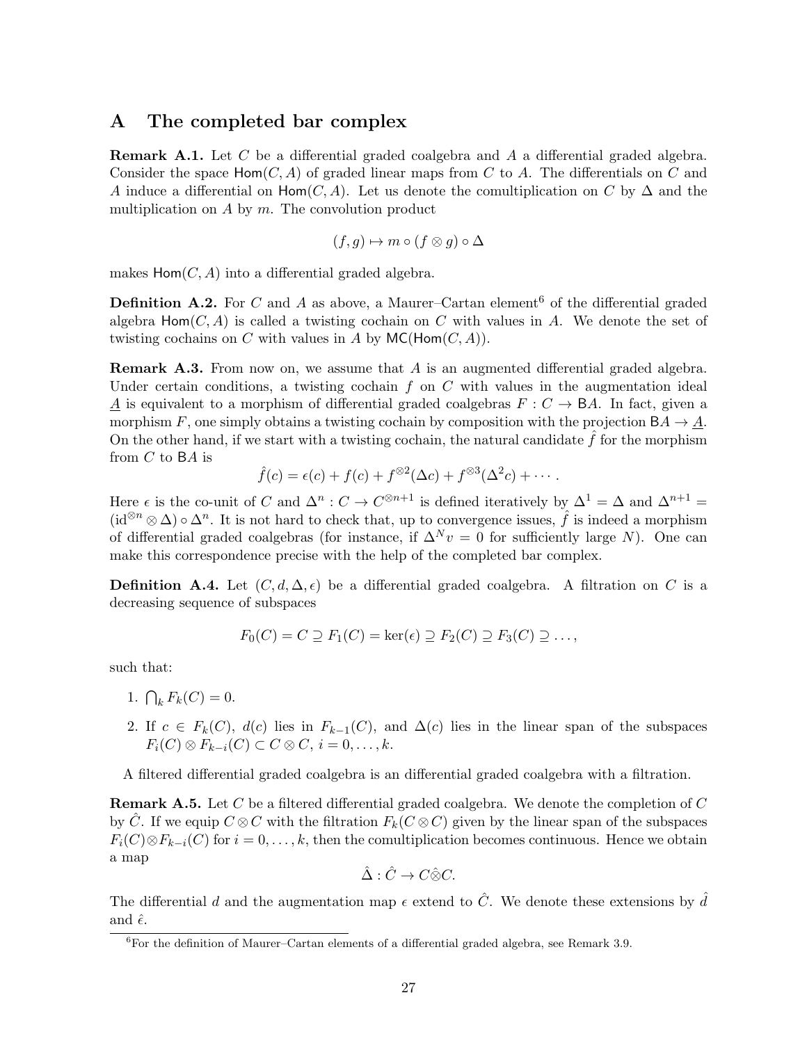## A The completed bar complex

**Remark A.1.** Let $C$ be a differential graded coalgebra and $A$ a differential graded algebra. Consider the space $\mathsf{Hom}(C, A)$ of graded linear maps from $C$ to $A$. The differentials on $C$ and $A$ induce a differential on $\mathsf{Hom}(C, A)$. Let us denote the comultiplication on $C$ by $\Delta$ and the multiplication on $A$ by $m$. The convolution product

$$(f, g) \mapsto m \circ (f \otimes g) \circ \Delta$$

makes $\mathsf{Hom}(C, A)$ into a differential graded algebra.

**Definition A.2.** For $C$ and $A$ as above, a Maurer–Cartan element[6] of the differential graded algebra $\mathsf{Hom}(C, A)$ is called a twisting cochain on $C$ with values in $A$. We denote the set of twisting cochains on $C$ with values in $A$ by $\mathsf{MC}(\mathsf{Hom}(C, A))$.

**Remark A.3.** From now on, we assume that $A$ is an augmented differential graded algebra. Under certain conditions, a twisting cochain $f$ on $C$ with values in the augmentation ideal $\underline{A}$ is equivalent to a morphism of differential graded coalgebras $F : C \to \mathsf{B}A$. In fact, given a morphism $F$, one simply obtains a twisting cochain by composition with the projection $\mathsf{B}A \to \underline{A}$. On the other hand, if we start with a twisting cochain, the natural candidate $\hat{f}$ for the morphism from $C$ to $\mathsf{B}A$ is

$$\hat{f}(c) = \epsilon(c) + f(c) + f^{\otimes 2}(\Delta c) + f^{\otimes 3}(\Delta^2 c) + \cdots .$$

Here $\epsilon$ is the co-unit of $C$ and $\Delta^n : C \to C^{\otimes n+1}$ is defined iteratively by $\Delta^1 = \Delta$ and $\Delta^{n+1} = (\mathrm{id}^{\otimes n} \otimes \Delta) \circ \Delta^n$. It is not hard to check that, up to convergence issues, $\hat{f}$ is indeed a morphism of differential graded coalgebras (for instance, if $\Delta^N v = 0$ for sufficiently large $N$). One can make this correspondence precise with the help of the completed bar complex.

**Definition A.4.** Let $(C, d, \Delta, \epsilon)$ be a differential graded coalgebra. A filtration on $C$ is a decreasing sequence of subspaces

$$F_0(C) = C \supseteq F_1(C) = \ker(\epsilon) \supseteq F_2(C) \supseteq F_3(C) \supseteq \dots,$$

such that:

1. $\bigcap_k F_k(C) = 0$.
2. If $c \in F_k(C)$, $d(c)$ lies in $F_{k-1}(C)$, and $\Delta(c)$ lies in the linear span of the subspaces $F_i(C) \otimes F_{k-i}(C) \subset C \otimes C$, $i = 0, \dots, k$.

A filtered differential graded coalgebra is an differential graded coalgebra with a filtration.

**Remark A.5.** Let $C$ be a filtered differential graded coalgebra. We denote the completion of $C$ by $\hat{C}$. If we equip $C \otimes C$ with the filtration $F_k(C \otimes C)$ given by the linear span of the subspaces $F_i(C) \otimes F_{k-i}(C)$ for $i = 0, \dots, k$, then the comultiplication becomes continuous. Hence we obtain a map

$$\hat{\Delta} : \hat{C} \to C \hat{\otimes} C.$$

The differential $d$ and the augmentation map $\epsilon$ extend to $\hat{C}$. We denote these extensions by $\hat{d}$ and $\hat{\epsilon}$.

[6] For the definition of Maurer–Cartan elements of a differential graded algebra, see Remark 3.9.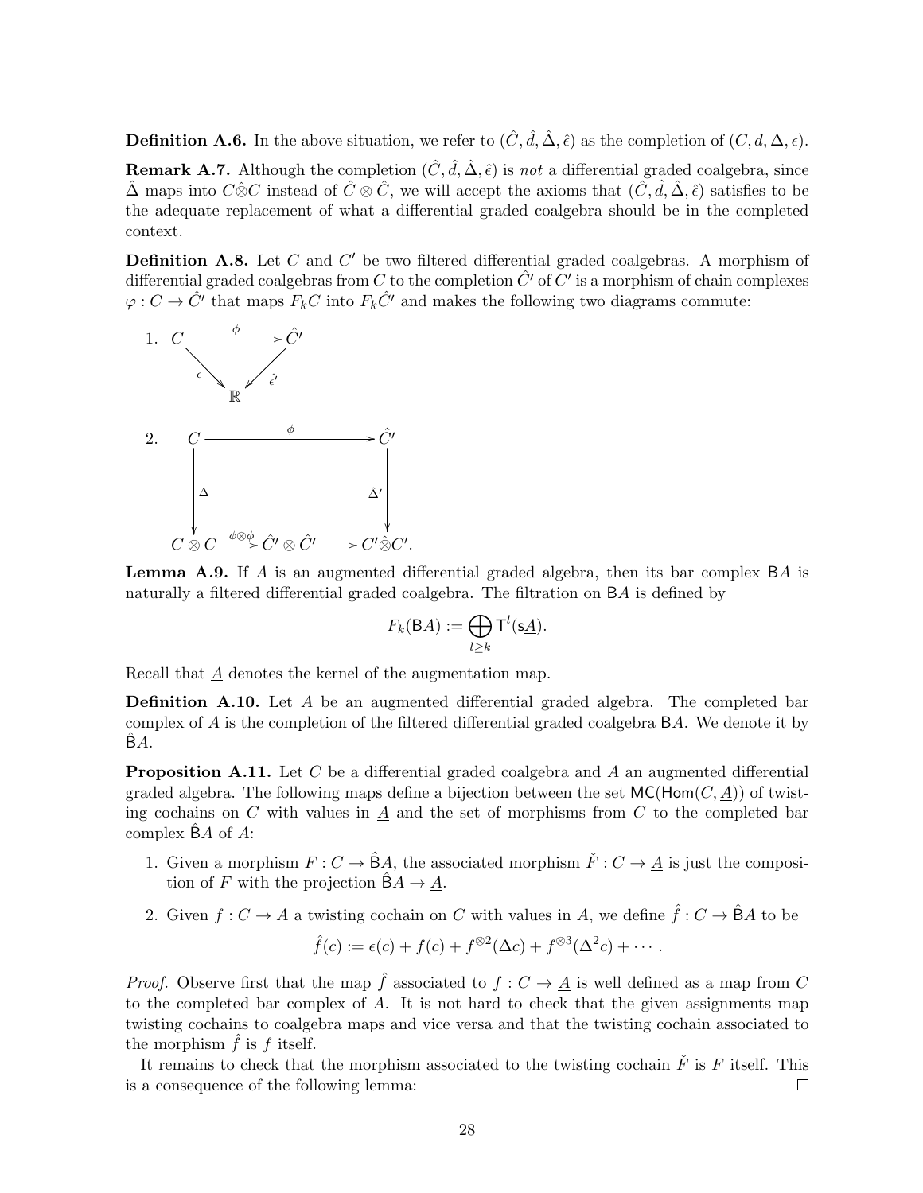**Definition A.6.** In the above situation, we refer to $(\hat{C}, \hat{d}, \hat{\Delta}, \hat{\epsilon})$ as the completion of $(C, d, \Delta, \epsilon)$.

**Remark A.7.** Although the completion $(\hat{C}, \hat{d}, \hat{\Delta}, \hat{\epsilon})$ is *not* a differential graded coalgebra, since $\hat{\Delta}$ maps into $C\hat{\otimes}C$ instead of $\hat{C} \otimes \hat{C}$, we will accept the axioms that $(\hat{C}, \hat{d}, \hat{\Delta}, \hat{\epsilon})$ satisfies to be the adequate replacement of what a differential graded coalgebra should be in the completed context.

**Definition A.8.** Let $C$ and $C'$ be two filtered differential graded coalgebras. A morphism of differential graded coalgebras from $C$ to the completion $\hat{C'}$ of $C'$ is a morphism of chain complexes $\varphi : C \to \hat{C'}$ that maps $F_k C$ into $F_k \hat{C'}$ and makes the following two diagrams commute:

1. $$\begin{array}{ccc} C & \xrightarrow{\phi} & \hat{C'} \\ & \underset{\epsilon}{\searrow} \quad \underset{\hat{\epsilon'}}{\swarrow} & \\ & \mathbb{R} & \end{array}$$

2. $$\begin{array}{ccccc} C & & \xrightarrow{\phi} & & \hat{C'} \\ \downarrow{\scriptstyle \Delta} & & & & \downarrow{\scriptstyle \hat{\Delta}'} \\ C \otimes C & \xrightarrow{\phi\otimes\phi} & \hat{C'} \otimes \hat{C'} & \longrightarrow & C'\hat{\otimes}C'. \end{array}$$

**Lemma A.9.** If $A$ is an augmented differential graded algebra, then its bar complex $\mathsf{B}A$ is naturally a filtered differential graded coalgebra. The filtration on $\mathsf{B}A$ is defined by

$$F_k(\mathsf{B}A) := \bigoplus_{l \geq k} \mathsf{T}^l(\mathsf{s}\underline{A}).$$

Recall that $\underline{A}$ denotes the kernel of the augmentation map.

**Definition A.10.** Let $A$ be an augmented differential graded algebra. The completed bar complex of $A$ is the completion of the filtered differential graded coalgebra $\mathsf{B}A$. We denote it by $\hat{\mathsf{B}}A$.

**Proposition A.11.** Let $C$ be a differential graded coalgebra and $A$ an augmented differential graded algebra. The following maps define a bijection between the set $\mathsf{MC}(\mathsf{Hom}(C, \underline{A}))$ of twisting cochains on $C$ with values in $\underline{A}$ and the set of morphisms from $C$ to the completed bar complex $\hat{\mathsf{B}}A$ of $A$:

1. Given a morphism $F : C \to \hat{\mathsf{B}}A$, the associated morphism $\check{F} : C \to \underline{A}$ is just the composition of $F$ with the projection $\hat{\mathsf{B}}A \to \underline{A}$.
2. Given $f : C \to \underline{A}$ a twisting cochain on $C$ with values in $\underline{A}$, we define $\hat{f} : C \to \hat{\mathsf{B}}A$ to be
$$\hat{f}(c) := \epsilon(c) + f(c) + f^{\otimes 2}(\Delta c) + f^{\otimes 3}(\Delta^2 c) + \cdots .$$

*Proof.* Observe first that the map $\hat{f}$ associated to $f : C \to \underline{A}$ is well defined as a map from $C$ to the completed bar complex of $A$. It is not hard to check that the given assignments map twisting cochains to coalgebra maps and vice versa and that the twisting cochain associated to the morphism $\hat{f}$ is $f$ itself.

It remains to check that the morphism associated to the twisting cochain $\check{F}$ is $F$ itself. This is a consequence of the following lemma: $\square$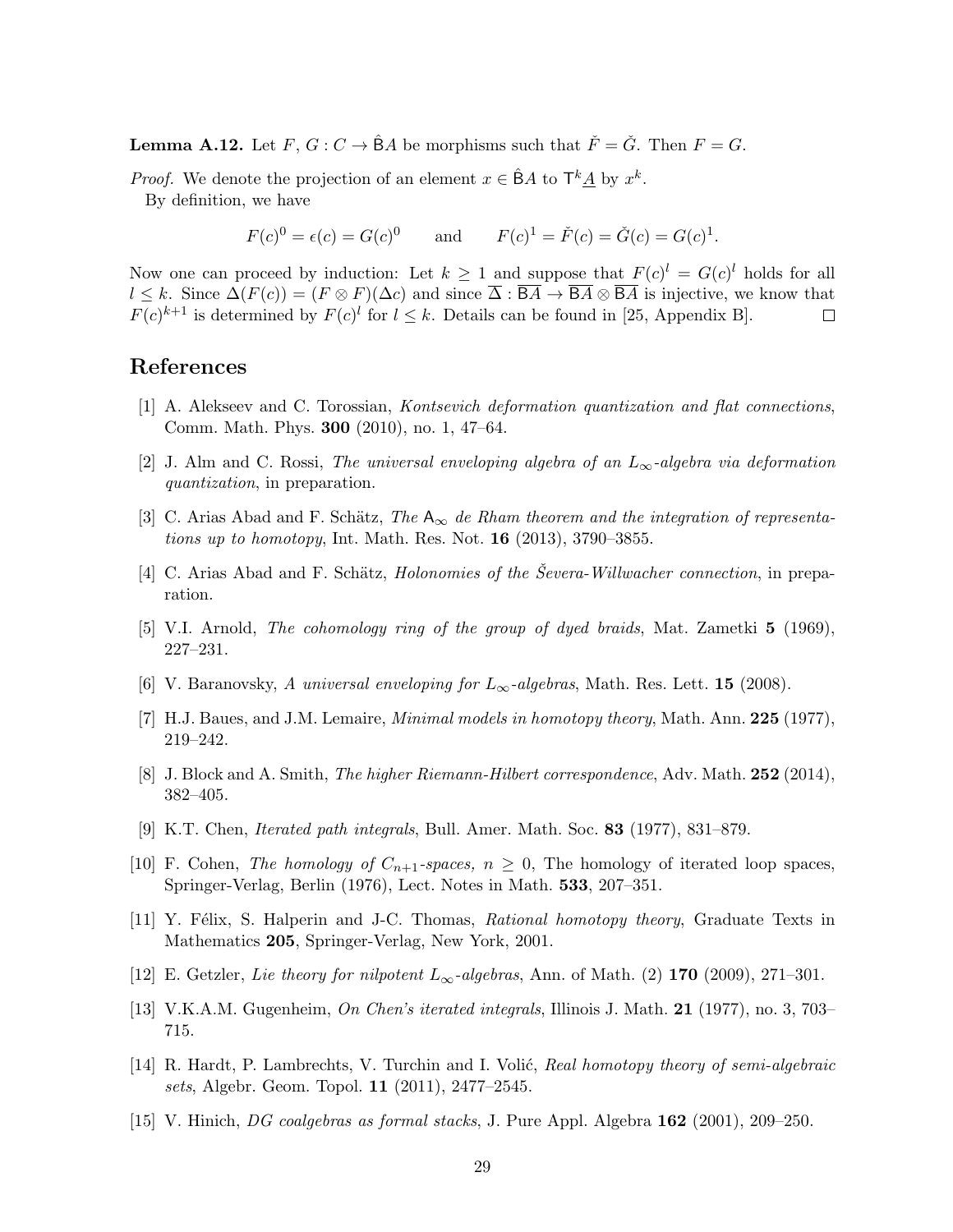**Lemma A.12.** Let $F$, $G : C \to \hat{\mathsf{B}}A$ be morphisms such that $\check{F} = \check{G}$. Then $F = G$.

*Proof.* We denote the projection of an element $x \in \hat{\mathsf{B}}A$ to $\mathsf{T}^k\underline{A}$ by $x^k$.

By definition, we have

$$F(c)^0 = \epsilon(c) = G(c)^0 \qquad \text{and} \qquad F(c)^1 = \check{F}(c) = \check{G}(c) = G(c)^1.$$

Now one can proceed by induction: Let $k \geq 1$ and suppose that $F(c)^l = G(c)^l$ holds for all $l \leq k$. Since $\Delta(F(c)) = (F \otimes F)(\Delta c)$ and since $\overline{\Delta} : \overline{\mathsf{B}A} \to \overline{\mathsf{B}A} \otimes \overline{\mathsf{B}A}$ is injective, we know that $F(c)^{k+1}$ is determined by $F(c)^l$ for $l \leq k$. Details can be found in [25, Appendix B]. $\square$

## References

[1] A. Alekseev and C. Torossian, *Kontsevich deformation quantization and flat connections*, Comm. Math. Phys. **300** (2010), no. 1, 47–64.

[2] J. Alm and C. Rossi, *The universal enveloping algebra of an $L_\infty$-algebra via deformation quantization*, in preparation.

[3] C. Arias Abad and F. Schätz, *The $\mathsf{A}_\infty$ de Rham theorem and the integration of representations up to homotopy*, Int. Math. Res. Not. **16** (2013), 3790–3855.

[4] C. Arias Abad and F. Schätz, *Holonomies of the Ševera-Willwacher connection*, in preparation.

[5] V.I. Arnold, *The cohomology ring of the group of dyed braids*, Mat. Zametki **5** (1969), 227–231.

[6] V. Baranovsky, *A universal enveloping for $L_\infty$-algebras*, Math. Res. Lett. **15** (2008).

[7] H.J. Baues, and J.M. Lemaire, *Minimal models in homotopy theory*, Math. Ann. **225** (1977), 219–242.

[8] J. Block and A. Smith, *The higher Riemann-Hilbert correspondence*, Adv. Math. **252** (2014), 382–405.

[9] K.T. Chen, *Iterated path integrals*, Bull. Amer. Math. Soc. **83** (1977), 831–879.

[10] F. Cohen, *The homology of $C_{n+1}$-spaces, $n \geq 0$*, The homology of iterated loop spaces, Springer-Verlag, Berlin (1976), Lect. Notes in Math. **533**, 207–351.

[11] Y. Félix, S. Halperin and J-C. Thomas, *Rational homotopy theory*, Graduate Texts in Mathematics **205**, Springer-Verlag, New York, 2001.

[12] E. Getzler, *Lie theory for nilpotent $L_\infty$-algebras*, Ann. of Math. (2) **170** (2009), 271–301.

[13] V.K.A.M. Gugenheim, *On Chen's iterated integrals*, Illinois J. Math. **21** (1977), no. 3, 703–715.

[14] R. Hardt, P. Lambrechts, V. Turchin and I. Volić, *Real homotopy theory of semi-algebraic sets*, Algebr. Geom. Topol. **11** (2011), 2477–2545.

[15] V. Hinich, *DG coalgebras as formal stacks*, J. Pure Appl. Algebra **162** (2001), 209–250.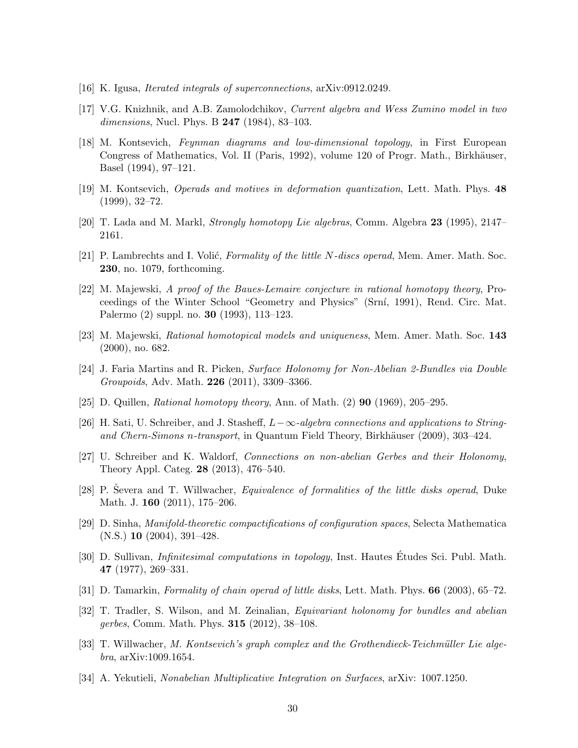[16] K. Igusa, *Iterated integrals of superconnections*, arXiv:0912.0249.

[17] V.G. Knizhnik, and A.B. Zamolodchikov, *Current algebra and Wess Zumino model in two dimensions*, Nucl. Phys. B **247** (1984), 83–103.

[18] M. Kontsevich, *Feynman diagrams and low-dimensional topology*, in First European Congress of Mathematics, Vol. II (Paris, 1992), volume 120 of Progr. Math., Birkhäuser, Basel (1994), 97–121.

[19] M. Kontsevich, *Operads and motives in deformation quantization*, Lett. Math. Phys. **48** (1999), 32–72.

[20] T. Lada and M. Markl, *Strongly homotopy Lie algebras*, Comm. Algebra **23** (1995), 2147–2161.

[21] P. Lambrechts and I. Volić, *Formality of the little $N$-discs operad*, Mem. Amer. Math. Soc. **230**, no. 1079, forthcoming.

[22] M. Majewski, *A proof of the Baues-Lemaire conjecture in rational homotopy theory*, Proceedings of the Winter School "Geometry and Physics" (Srní, 1991), Rend. Circ. Mat. Palermo (2) suppl. no. **30** (1993), 113–123.

[23] M. Majewski, *Rational homotopical models and uniqueness*, Mem. Amer. Math. Soc. **143** (2000), no. 682.

[24] J. Faria Martins and R. Picken, *Surface Holonomy for Non-Abelian 2-Bundles via Double Groupoids*, Adv. Math. **226** (2011), 3309–3366.

[25] D. Quillen, *Rational homotopy theory*, Ann. of Math. (2) **90** (1969), 205–295.

[26] H. Sati, U. Schreiber, and J. Stasheff, *$L-\infty$-algebra connections and applications to String- and Chern-Simons $n$-transport*, in Quantum Field Theory, Birkhäuser (2009), 303–424.

[27] U. Schreiber and K. Waldorf, *Connections on non-abelian Gerbes and their Holonomy*, Theory Appl. Categ. **28** (2013), 476–540.

[28] P. Ševera and T. Willwacher, *Equivalence of formalities of the little disks operad*, Duke Math. J. **160** (2011), 175–206.

[29] D. Sinha, *Manifold-theoretic compactifications of configuration spaces*, Selecta Mathematica (N.S.) **10** (2004), 391–428.

[30] D. Sullivan, *Infinitesimal computations in topology*, Inst. Hautes Études Sci. Publ. Math. **47** (1977), 269–331.

[31] D. Tamarkin, *Formality of chain operad of little disks*, Lett. Math. Phys. **66** (2003), 65–72.

[32] T. Tradler, S. Wilson, and M. Zeinalian, *Equivariant holonomy for bundles and abelian gerbes*, Comm. Math. Phys. **315** (2012), 38–108.

[33] T. Willwacher, *M. Kontsevich's graph complex and the Grothendieck-Teichmüller Lie algebra*, arXiv:1009.1654.

[34] A. Yekutieli, *Nonabelian Multiplicative Integration on Surfaces*, arXiv: 1007.1250.